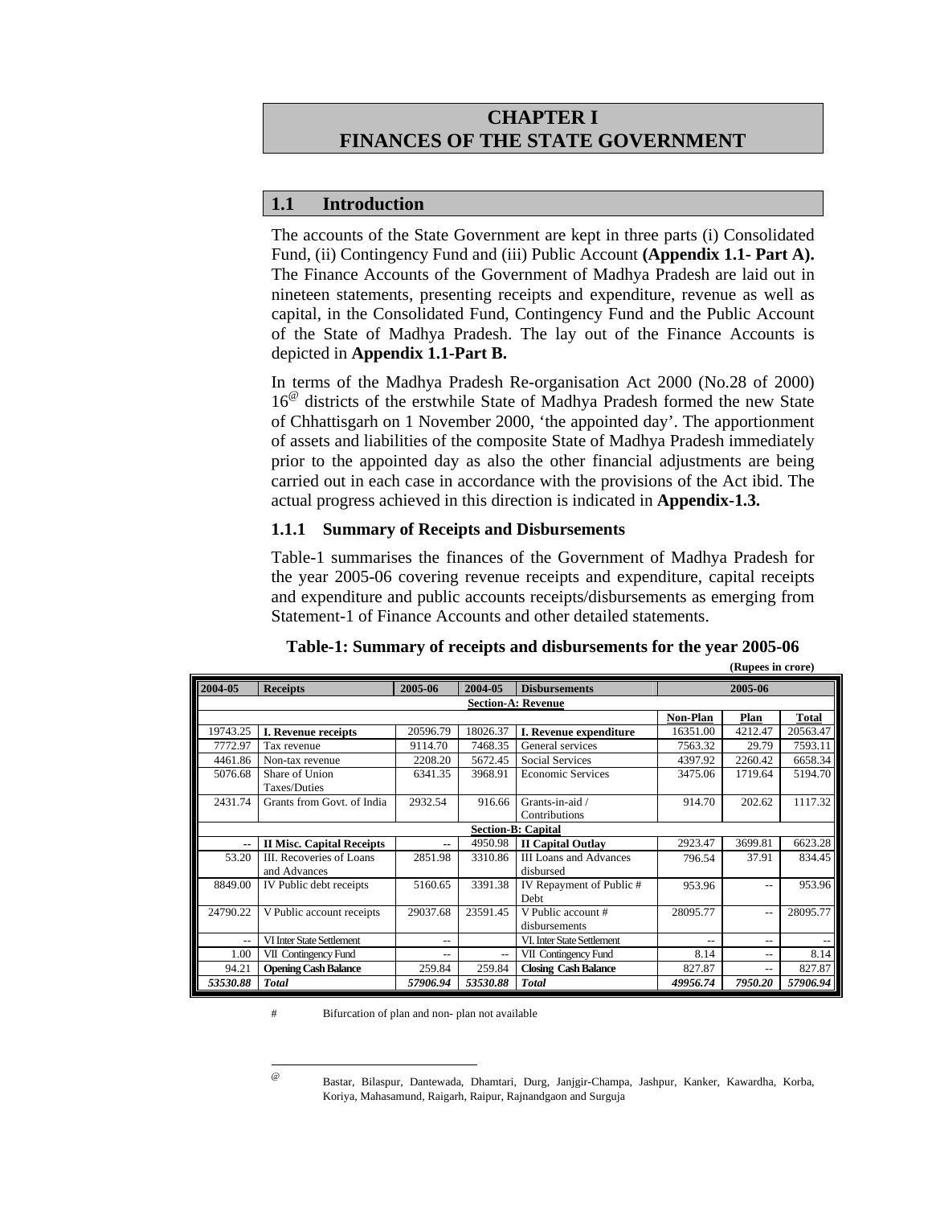# CHAPTER I
# FINANCES OF THE STATE GOVERNMENT

## 1.1 Introduction

The accounts of the State Government are kept in three parts (i) Consolidated Fund, (ii) Contingency Fund and (iii) Public Account **(Appendix 1.1- Part A).** The Finance Accounts of the Government of Madhya Pradesh are laid out in nineteen statements, presenting receipts and expenditure, revenue as well as capital, in the Consolidated Fund, Contingency Fund and the Public Account of the State of Madhya Pradesh. The lay out of the Finance Accounts is depicted in **Appendix 1.1-Part B.**

In terms of the Madhya Pradesh Re-organisation Act 2000 (No.28 of 2000) 16[@] districts of the erstwhile State of Madhya Pradesh formed the new State of Chhattisgarh on 1 November 2000, 'the appointed day'. The apportionment of assets and liabilities of the composite State of Madhya Pradesh immediately prior to the appointed day as also the other financial adjustments are being carried out in each case in accordance with the provisions of the Act ibid. The actual progress achieved in this direction is indicated in **Appendix-1.3.**

### 1.1.1 Summary of Receipts and Disbursements

Table-1 summarises the finances of the Government of Madhya Pradesh for the year 2005-06 covering revenue receipts and expenditure, capital receipts and expenditure and public accounts receipts/disbursements as emerging from Statement-1 of Finance Accounts and other detailed statements.

**Table-1: Summary of receipts and disbursements for the year 2005-06**

**(Rupees in crore)**

| 2004-05 | Receipts | 2005-06 | 2004-05 | Disbursements | 2005-06 | | |
|---|---|---|---|---|---|---|---|
| **Section-A: Revenue** | | | | | | | |
| | | | | | **Non-Plan** | **Plan** | **Total** |
| 19743.25 | **I. Revenue receipts** | 20596.79 | 18026.37 | **I. Revenue expenditure** | 16351.00 | 4212.47 | 20563.47 |
| 7772.97 | Tax revenue | 9114.70 | 7468.35 | General services | 7563.32 | 29.79 | 7593.11 |
| 4461.86 | Non-tax revenue | 2208.20 | 5672.45 | Social Services | 4397.92 | 2260.42 | 6658.34 |
| 5076.68 | Share of Union Taxes/Duties | 6341.35 | 3968.91 | Economic Services | 3475.06 | 1719.64 | 5194.70 |
| 2431.74 | Grants from Govt. of India | 2932.54 | 916.66 | Grants-in-aid / Contributions | 914.70 | 202.62 | 1117.32 |
| **Section-B: Capital** | | | | | | | |
| -- | **II Misc. Capital Receipts** | -- | 4950.98 | **II Capital Outlay** | 2923.47 | 3699.81 | 6623.28 |
| 53.20 | III. Recoveries of Loans and Advances | 2851.98 | 3310.86 | III Loans and Advances disbursed | 796.54 | 37.91 | 834.45 |
| 8849.00 | IV Public debt receipts | 5160.65 | 3391.38 | IV Repayment of Public # Debt | 953.96 | -- | 953.96 |
| 24790.22 | V Public account receipts | 29037.68 | 23591.45 | V Public account # disbursements | 28095.77 | -- | 28095.77 |
| -- | VI Inter State Settlement | -- | | VI. Inter State Settlement | -- | -- | -- |
| 1.00 | VII Contingency Fund | -- | -- | VII Contingency Fund | 8.14 | -- | 8.14 |
| 94.21 | **Opening Cash Balance** | 259.84 | 259.84 | **Closing Cash Balance** | 827.87 | -- | 827.87 |
| ***53530.88*** | ***Total*** | ***57906.94*** | ***53530.88*** | ***Total*** | ***49956.74*** | ***7950.20*** | ***57906.94*** |

# Bifurcation of plan and non- plan not available

@ Bastar, Bilaspur, Dantewada, Dhamtari, Durg, Janjgir-Champa, Jashpur, Kanker, Kawardha, Korba, Koriya, Mahasamund, Raigarh, Raipur, Rajnandgaon and Surguja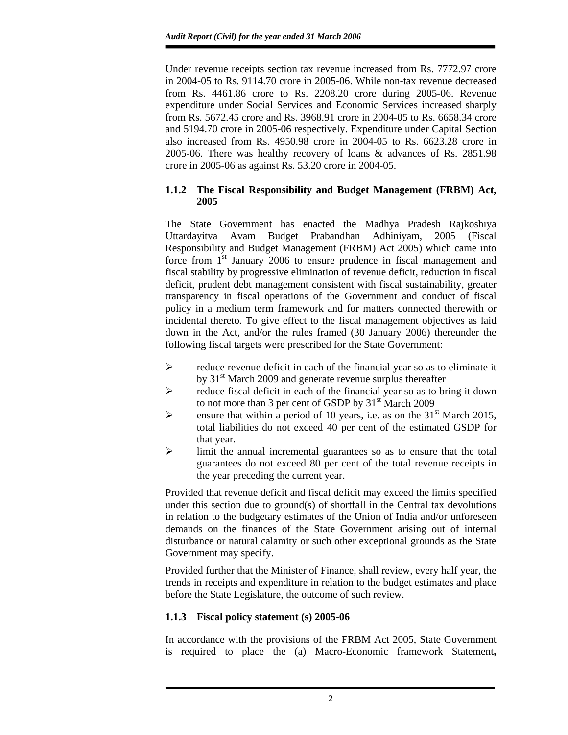Under revenue receipts section tax revenue increased from Rs. 7772.97 crore in 2004-05 to Rs. 9114.70 crore in 2005-06. While non-tax revenue decreased from Rs. 4461.86 crore to Rs. 2208.20 crore during 2005-06. Revenue expenditure under Social Services and Economic Services increased sharply from Rs. 5672.45 crore and Rs. 3968.91 crore in 2004-05 to Rs. 6658.34 crore and 5194.70 crore in 2005-06 respectively. Expenditure under Capital Section also increased from Rs. 4950.98 crore in 2004-05 to Rs. 6623.28 crore in 2005-06. There was healthy recovery of loans & advances of Rs. 2851.98 crore in 2005-06 as against Rs. 53.20 crore in 2004-05.

### 1.1.2 The Fiscal Responsibility and Budget Management (FRBM) Act, 2005

The State Government has enacted the Madhya Pradesh Rajkoshiya Uttardayitva Avam Budget Prabandhan Adhiniyam, 2005 (Fiscal Responsibility and Budget Management (FRBM) Act 2005) which came into force from 1st January 2006 to ensure prudence in fiscal management and fiscal stability by progressive elimination of revenue deficit, reduction in fiscal deficit, prudent debt management consistent with fiscal sustainability, greater transparency in fiscal operations of the Government and conduct of fiscal policy in a medium term framework and for matters connected therewith or incidental thereto. To give effect to the fiscal management objectives as laid down in the Act, and/or the rules framed (30 January 2006) thereunder the following fiscal targets were prescribed for the State Government:

- reduce revenue deficit in each of the financial year so as to eliminate it by 31st March 2009 and generate revenue surplus thereafter
- reduce fiscal deficit in each of the financial year so as to bring it down to not more than 3 per cent of GSDP by 31st March 2009
- ensure that within a period of 10 years, i.e. as on the 31st March 2015, total liabilities do not exceed 40 per cent of the estimated GSDP for that year.
- limit the annual incremental guarantees so as to ensure that the total guarantees do not exceed 80 per cent of the total revenue receipts in the year preceding the current year.

Provided that revenue deficit and fiscal deficit may exceed the limits specified under this section due to ground(s) of shortfall in the Central tax devolutions in relation to the budgetary estimates of the Union of India and/or unforeseen demands on the finances of the State Government arising out of internal disturbance or natural calamity or such other exceptional grounds as the State Government may specify.

Provided further that the Minister of Finance, shall review, every half year, the trends in receipts and expenditure in relation to the budget estimates and place before the State Legislature, the outcome of such review.

### 1.1.3 Fiscal policy statement (s) 2005-06

In accordance with the provisions of the FRBM Act 2005, State Government is required to place the (a) Macro-Economic framework Statement**,**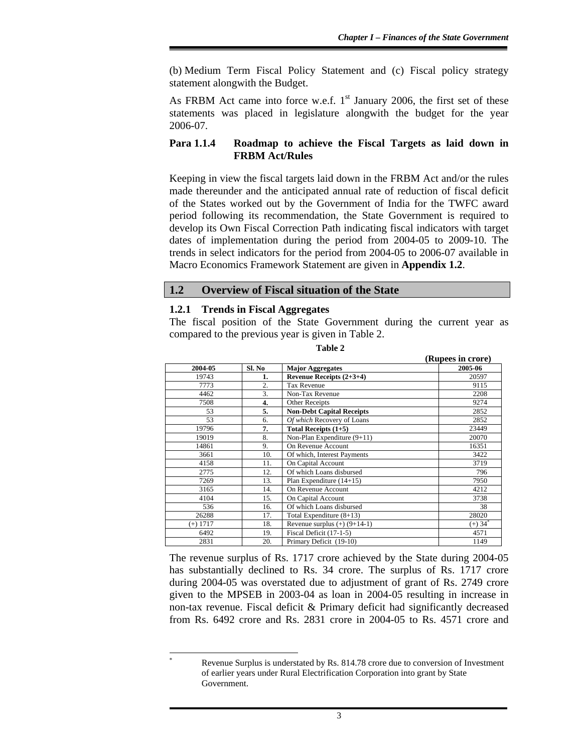(b) Medium Term Fiscal Policy Statement and (c) Fiscal policy strategy statement alongwith the Budget.

As FRBM Act came into force w.e.f. 1[st] January 2006, the first set of these statements was placed in legislature alongwith the budget for the year 2006-07.

**Para 1.1.4 Roadmap to achieve the Fiscal Targets as laid down in FRBM Act/Rules**

Keeping in view the fiscal targets laid down in the FRBM Act and/or the rules made thereunder and the anticipated annual rate of reduction of fiscal deficit of the States worked out by the Government of India for the TWFC award period following its recommendation, the State Government is required to develop its Own Fiscal Correction Path indicating fiscal indicators with target dates of implementation during the period from 2004-05 to 2009-10. The trends in select indicators for the period from 2004-05 to 2006-07 available in Macro Economics Framework Statement are given in **Appendix 1.2**.

## 1.2 Overview of Fiscal situation of the State

### 1.2.1 Trends in Fiscal Aggregates

The fiscal position of the State Government during the current year as compared to the previous year is given in Table 2.

**Table 2**

**(Rupees in crore)**

| 2004-05 | Sl. No | Major Aggregates | 2005-06 |
|---|---|---|---|
| 19743 | **1.** | **Revenue Receipts (2+3+4)** | 20597 |
| 7773 | 2. | Tax Revenue | 9115 |
| 4462 | 3. | Non-Tax Revenue | 2208 |
| 7508 | **4.** | Other Receipts | 9274 |
| 53 | **5.** | **Non-Debt Capital Receipts** | 2852 |
| 53 | 6. | *Of which* Recovery of Loans | 2852 |
| 19796 | **7.** | **Total Receipts (1+5)** | 23449 |
| 19019 | 8. | Non-Plan Expenditure (9+11) | 20070 |
| 14861 | 9. | On Revenue Account | 16351 |
| 3661 | 10. | Of which, Interest Payments | 3422 |
| 4158 | 11. | On Capital Account | 3719 |
| 2775 | 12. | Of which Loans disbursed | 796 |
| 7269 | 13. | Plan Expenditure (14+15) | 7950 |
| 3165 | 14. | On Revenue Account | 4212 |
| 4104 | 15. | On Capital Account | 3738 |
| 536 | 16. | Of which Loans disbursed | 38 |
| 26288 | 17. | Total Expenditure (8+13) | 28020 |
| (+) 1717 | 18. | Revenue surplus (+) (9+14-1) | (+) 34* |
| 6492 | 19. | Fiscal Deficit (17-1-5) | 4571 |
| 2831 | 20. | Primary Deficit (19-10) | 1149 |

The revenue surplus of Rs. 1717 crore achieved by the State during 2004-05 has substantially declined to Rs. 34 crore. The surplus of Rs. 1717 crore during 2004-05 was overstated due to adjustment of grant of Rs. 2749 crore given to the MPSEB in 2003-04 as loan in 2004-05 resulting in increase in non-tax revenue. Fiscal deficit & Primary deficit had significantly decreased from Rs. 6492 crore and Rs. 2831 crore in 2004-05 to Rs. 4571 crore and

---

* Revenue Surplus is understated by Rs. 814.78 crore due to conversion of Investment of earlier years under Rural Electrification Corporation into grant by State Government.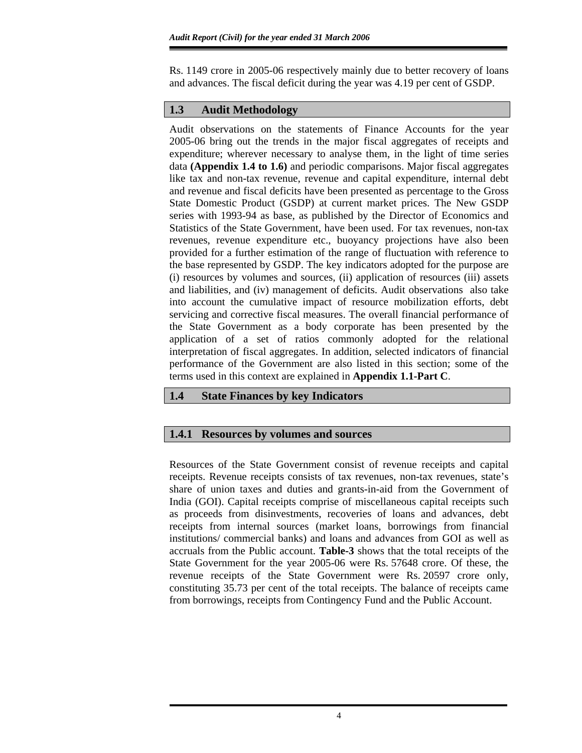Rs. 1149 crore in 2005-06 respectively mainly due to better recovery of loans and advances. The fiscal deficit during the year was 4.19 per cent of GSDP.

## 1.3 Audit Methodology

Audit observations on the statements of Finance Accounts for the year 2005-06 bring out the trends in the major fiscal aggregates of receipts and expenditure; wherever necessary to analyse them, in the light of time series data **(Appendix 1.4 to 1.6)** and periodic comparisons. Major fiscal aggregates like tax and non-tax revenue, revenue and capital expenditure, internal debt and revenue and fiscal deficits have been presented as percentage to the Gross State Domestic Product (GSDP) at current market prices. The New GSDP series with 1993-94 as base, as published by the Director of Economics and Statistics of the State Government, have been used. For tax revenues, non-tax revenues, revenue expenditure etc., buoyancy projections have also been provided for a further estimation of the range of fluctuation with reference to the base represented by GSDP. The key indicators adopted for the purpose are (i) resources by volumes and sources, (ii) application of resources (iii) assets and liabilities, and (iv) management of deficits. Audit observations also take into account the cumulative impact of resource mobilization efforts, debt servicing and corrective fiscal measures. The overall financial performance of the State Government as a body corporate has been presented by the application of a set of ratios commonly adopted for the relational interpretation of fiscal aggregates. In addition, selected indicators of financial performance of the Government are also listed in this section; some of the terms used in this context are explained in **Appendix 1.1-Part C**.

## 1.4 State Finances by key Indicators

### 1.4.1 Resources by volumes and sources

Resources of the State Government consist of revenue receipts and capital receipts. Revenue receipts consists of tax revenues, non-tax revenues, state's share of union taxes and duties and grants-in-aid from the Government of India (GOI). Capital receipts comprise of miscellaneous capital receipts such as proceeds from disinvestments, recoveries of loans and advances, debt receipts from internal sources (market loans, borrowings from financial institutions/ commercial banks) and loans and advances from GOI as well as accruals from the Public account. **Table-3** shows that the total receipts of the State Government for the year 2005-06 were Rs. 57648 crore. Of these, the revenue receipts of the State Government were Rs. 20597 crore only, constituting 35.73 per cent of the total receipts. The balance of receipts came from borrowings, receipts from Contingency Fund and the Public Account.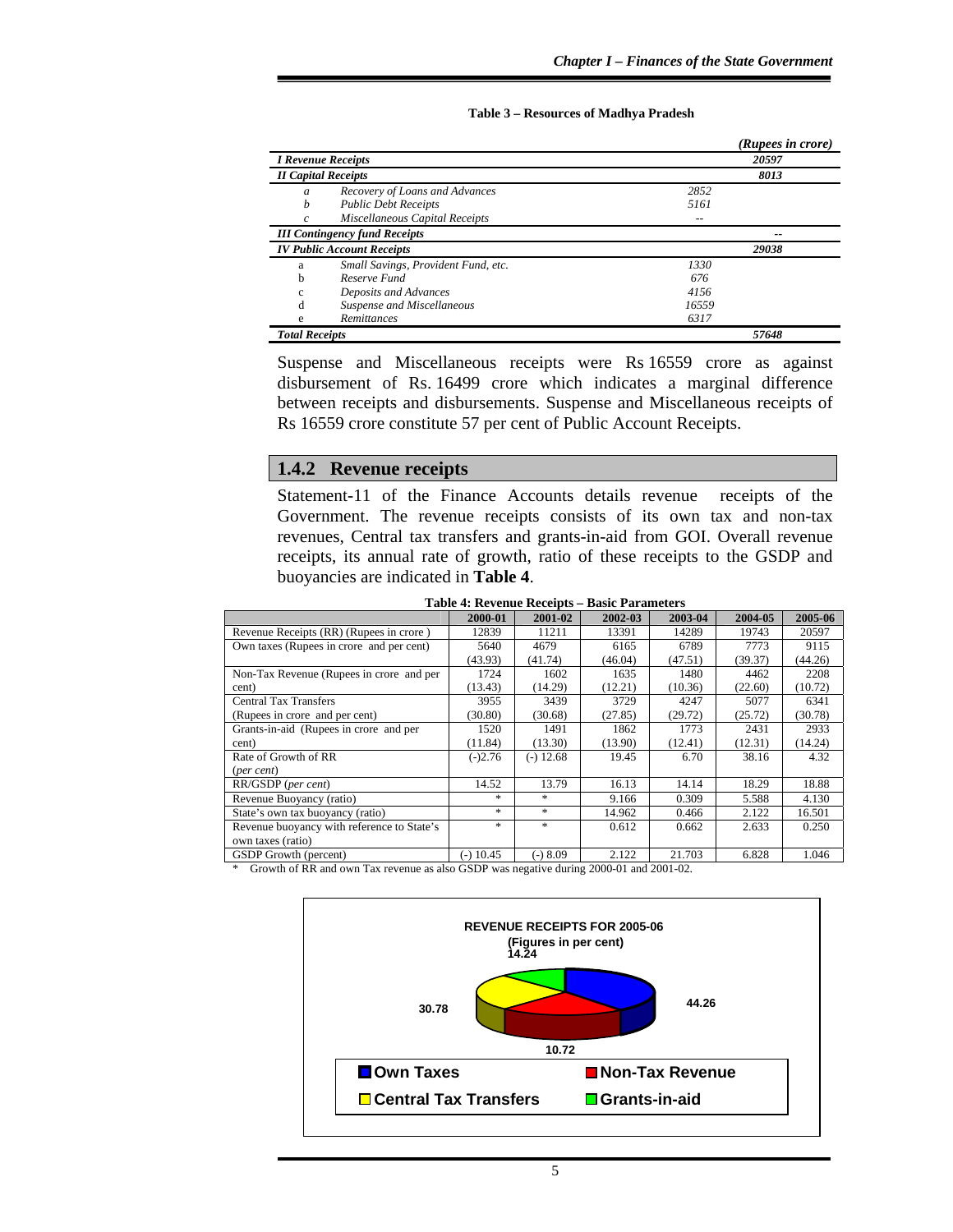**Table 3 – Resources of Madhya Pradesh**

*(Rupees in crore)*

| | | | |
|---|---|---|---|
| ***I Revenue Receipts*** | | | *20597* |
| ***II Capital Receipts*** | | | ***8013*** |
| *a* | *Recovery of Loans and Advances* | *2852* | |
| *b* | *Public Debt Receipts* | *5161* | |
| *c* | *Miscellaneous Capital Receipts* | -- | |
| ***III Contingency fund Receipts*** | | | -- |
| ***IV Public Account Receipts*** | | | ***29038*** |
| a | *Small Savings, Provident Fund, etc.* | *1330* | |
| b | *Reserve Fund* | *676* | |
| c | *Deposits and Advances* | *4156* | |
| d | *Suspense and Miscellaneous* | *16559* | |
| e | *Remittances* | *6317* | |
| ***Total Receipts*** | | | ***57648*** |

Suspense and Miscellaneous receipts were Rs 16559 crore as against disbursement of Rs. 16499 crore which indicates a marginal difference between receipts and disbursements. Suspense and Miscellaneous receipts of Rs 16559 crore constitute 57 per cent of Public Account Receipts.

## 1.4.2 Revenue receipts

Statement-11 of the Finance Accounts details revenue receipts of the Government. The revenue receipts consists of its own tax and non-tax revenues, Central tax transfers and grants-in-aid from GOI. Overall revenue receipts, its annual rate of growth, ratio of these receipts to the GSDP and buoyancies are indicated in **Table 4**.

**Table 4: Revenue Receipts – Basic Parameters**

| | 2000-01 | 2001-02 | 2002-03 | 2003-04 | 2004-05 | 2005-06 |
|---|---|---|---|---|---|---|
| Revenue Receipts (RR) (Rupees in crore ) | 12839 | 11211 | 13391 | 14289 | 19743 | 20597 |
| Own taxes (Rupees in crore and per cent) | 5640 (43.93) | 4679 (41.74) | 6165 (46.04) | 6789 (47.51) | 7773 (39.37) | 9115 (44.26) |
| Non-Tax Revenue (Rupees in crore and per cent) | 1724 (13.43) | 1602 (14.29) | 1635 (12.21) | 1480 (10.36) | 4462 (22.60) | 2208 (10.72) |
| Central Tax Transfers (Rupees in crore and per cent) | 3955 (30.80) | 3439 (30.68) | 3729 (27.85) | 4247 (29.72) | 5077 (25.72) | 6341 (30.78) |
| Grants-in-aid (Rupees in crore and per cent) | 1520 (11.84) | 1491 (13.30) | 1862 (13.90) | 1773 (12.41) | 2431 (12.31) | 2933 (14.24) |
| Rate of Growth of RR (*per cent*) | (-)2.76 | (-) 12.68 | 19.45 | 6.70 | 38.16 | 4.32 |
| RR/GSDP (*per cent*) | 14.52 | 13.79 | 16.13 | 14.14 | 18.29 | 18.88 |
| Revenue Buoyancy (ratio) | * | * | 9.166 | 0.309 | 5.588 | 4.130 |
| State's own tax buoyancy (ratio) | * | * | 14.962 | 0.466 | 2.122 | 16.501 |
| Revenue buoyancy with reference to State's own taxes (ratio) | * | * | 0.612 | 0.662 | 2.633 | 0.250 |
| GSDP Growth (percent) | (-) 10.45 | (-) 8.09 | 2.122 | 21.703 | 6.828 | 1.046 |

\* Growth of RR and own Tax revenue as also GSDP was negative during 2000-01 and 2001-02.

**REVENUE RECEIPTS FOR 2005-06**
**(Figures in per cent)**

| Category | Per cent |
|---|---|
| Own Taxes | 44.26 |
| Non-Tax Revenue | 10.72 |
| Central Tax Transfers | 30.78 |
| Grants-in-aid | 14.24 |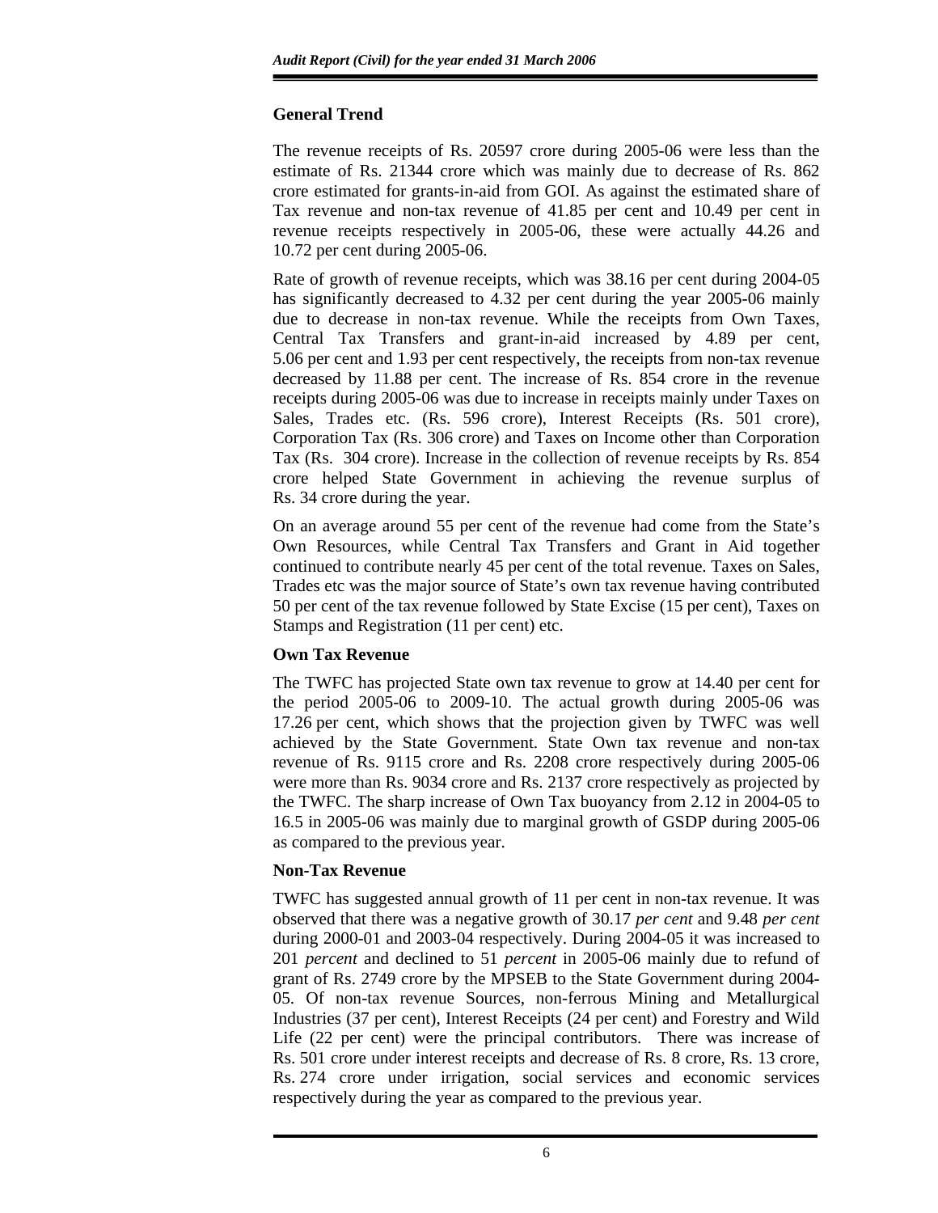### General Trend

The revenue receipts of Rs. 20597 crore during 2005-06 were less than the estimate of Rs. 21344 crore which was mainly due to decrease of Rs. 862 crore estimated for grants-in-aid from GOI. As against the estimated share of Tax revenue and non-tax revenue of 41.85 per cent and 10.49 per cent in revenue receipts respectively in 2005-06, these were actually 44.26 and 10.72 per cent during 2005-06.

Rate of growth of revenue receipts, which was 38.16 per cent during 2004-05 has significantly decreased to 4.32 per cent during the year 2005-06 mainly due to decrease in non-tax revenue. While the receipts from Own Taxes, Central Tax Transfers and grant-in-aid increased by 4.89 per cent, 5.06 per cent and 1.93 per cent respectively, the receipts from non-tax revenue decreased by 11.88 per cent. The increase of Rs. 854 crore in the revenue receipts during 2005-06 was due to increase in receipts mainly under Taxes on Sales, Trades etc. (Rs. 596 crore), Interest Receipts (Rs. 501 crore), Corporation Tax (Rs. 306 crore) and Taxes on Income other than Corporation Tax (Rs. 304 crore). Increase in the collection of revenue receipts by Rs. 854 crore helped State Government in achieving the revenue surplus of Rs. 34 crore during the year.

On an average around 55 per cent of the revenue had come from the State's Own Resources, while Central Tax Transfers and Grant in Aid together continued to contribute nearly 45 per cent of the total revenue. Taxes on Sales, Trades etc was the major source of State's own tax revenue having contributed 50 per cent of the tax revenue followed by State Excise (15 per cent), Taxes on Stamps and Registration (11 per cent) etc.

### Own Tax Revenue

The TWFC has projected State own tax revenue to grow at 14.40 per cent for the period 2005-06 to 2009-10. The actual growth during 2005-06 was 17.26 per cent, which shows that the projection given by TWFC was well achieved by the State Government. State Own tax revenue and non-tax revenue of Rs. 9115 crore and Rs. 2208 crore respectively during 2005-06 were more than Rs. 9034 crore and Rs. 2137 crore respectively as projected by the TWFC. The sharp increase of Own Tax buoyancy from 2.12 in 2004-05 to 16.5 in 2005-06 was mainly due to marginal growth of GSDP during 2005-06 as compared to the previous year.

### Non-Tax Revenue

TWFC has suggested annual growth of 11 per cent in non-tax revenue. It was observed that there was a negative growth of 30.17 *per cent* and 9.48 *per cent* during 2000-01 and 2003-04 respectively. During 2004-05 it was increased to 201 *percent* and declined to 51 *percent* in 2005-06 mainly due to refund of grant of Rs. 2749 crore by the MPSEB to the State Government during 2004-05. Of non-tax revenue Sources, non-ferrous Mining and Metallurgical Industries (37 per cent), Interest Receipts (24 per cent) and Forestry and Wild Life (22 per cent) were the principal contributors. There was increase of Rs. 501 crore under interest receipts and decrease of Rs. 8 crore, Rs. 13 crore, Rs. 274 crore under irrigation, social services and economic services respectively during the year as compared to the previous year.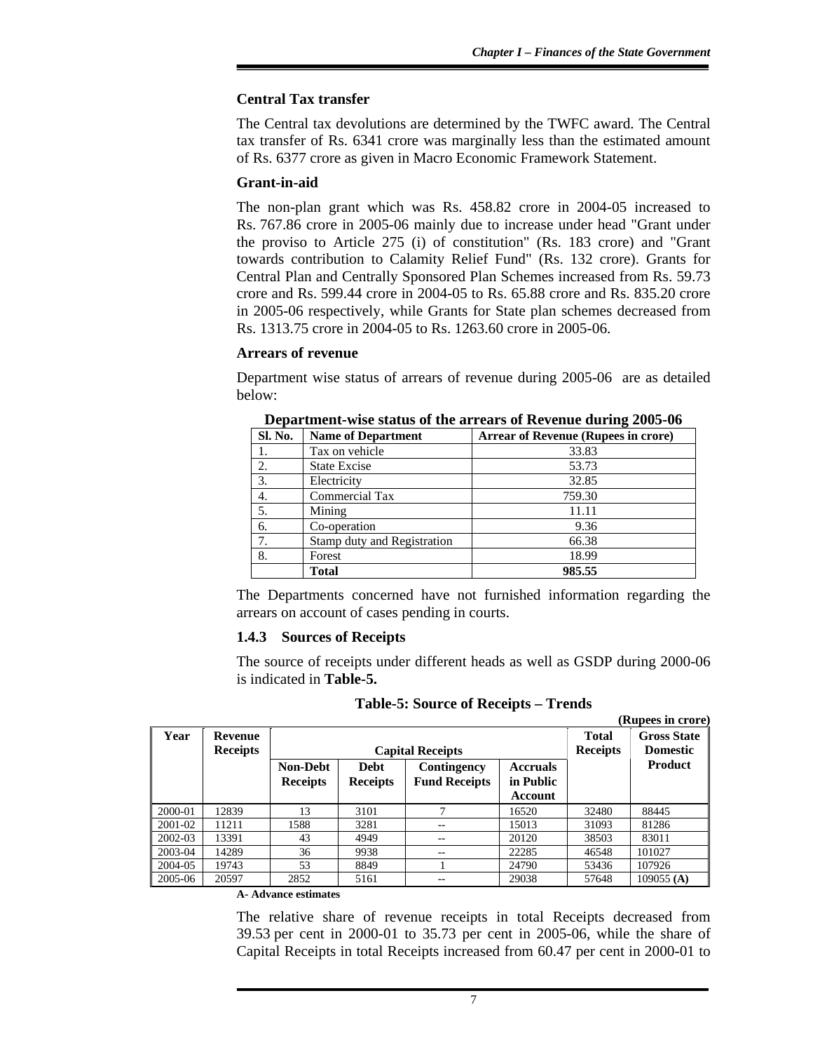### Central Tax transfer

The Central tax devolutions are determined by the TWFC award. The Central tax transfer of Rs. 6341 crore was marginally less than the estimated amount of Rs. 6377 crore as given in Macro Economic Framework Statement.

### Grant-in-aid

The non-plan grant which was Rs. 458.82 crore in 2004-05 increased to Rs. 767.86 crore in 2005-06 mainly due to increase under head "Grant under the proviso to Article 275 (i) of constitution" (Rs. 183 crore) and "Grant towards contribution to Calamity Relief Fund" (Rs. 132 crore). Grants for Central Plan and Centrally Sponsored Plan Schemes increased from Rs. 59.73 crore and Rs. 599.44 crore in 2004-05 to Rs. 65.88 crore and Rs. 835.20 crore in 2005-06 respectively, while Grants for State plan schemes decreased from Rs. 1313.75 crore in 2004-05 to Rs. 1263.60 crore in 2005-06.

### Arrears of revenue

Department wise status of arrears of revenue during 2005-06 are as detailed below:

**Department-wise status of the arrears of Revenue during 2005-06**

| Sl. No. | Name of Department | Arrear of Revenue (Rupees in crore) |
|---|---|---|
| 1. | Tax on vehicle | 33.83 |
| 2. | State Excise | 53.73 |
| 3. | Electricity | 32.85 |
| 4. | Commercial Tax | 759.30 |
| 5. | Mining | 11.11 |
| 6. | Co-operation | 9.36 |
| 7. | Stamp duty and Registration | 66.38 |
| 8. | Forest | 18.99 |
| | **Total** | **985.55** |

The Departments concerned have not furnished information regarding the arrears on account of cases pending in courts.

### 1.4.3 Sources of Receipts

The source of receipts under different heads as well as GSDP during 2000-06 is indicated in **Table-5.**

**Table-5: Source of Receipts – Trends**

(Rupees in crore)

| Year | Revenue Receipts | Capital Receipts | | | | Total Receipts | Gross State Domestic Product |
|---|---|---|---|---|---|---|---|
| | | Non-Debt Receipts | Debt Receipts | Contingency Fund Receipts | Accruals in Public Account | | |
| 2000-01 | 12839 | 13 | 3101 | 7 | 16520 | 32480 | 88445 |
| 2001-02 | 11211 | 1588 | 3281 | -- | 15013 | 31093 | 81286 |
| 2002-03 | 13391 | 43 | 4949 | -- | 20120 | 38503 | 83011 |
| 2003-04 | 14289 | 36 | 9938 | -- | 22285 | 46548 | 101027 |
| 2004-05 | 19743 | 53 | 8849 | 1 | 24790 | 53436 | 107926 |
| 2005-06 | 20597 | 2852 | 5161 | -- | 29038 | 57648 | 109055 **(A)** |

**A- Advance estimates**

The relative share of revenue receipts in total Receipts decreased from 39.53 per cent in 2000-01 to 35.73 per cent in 2005-06, while the share of Capital Receipts in total Receipts increased from 60.47 per cent in 2000-01 to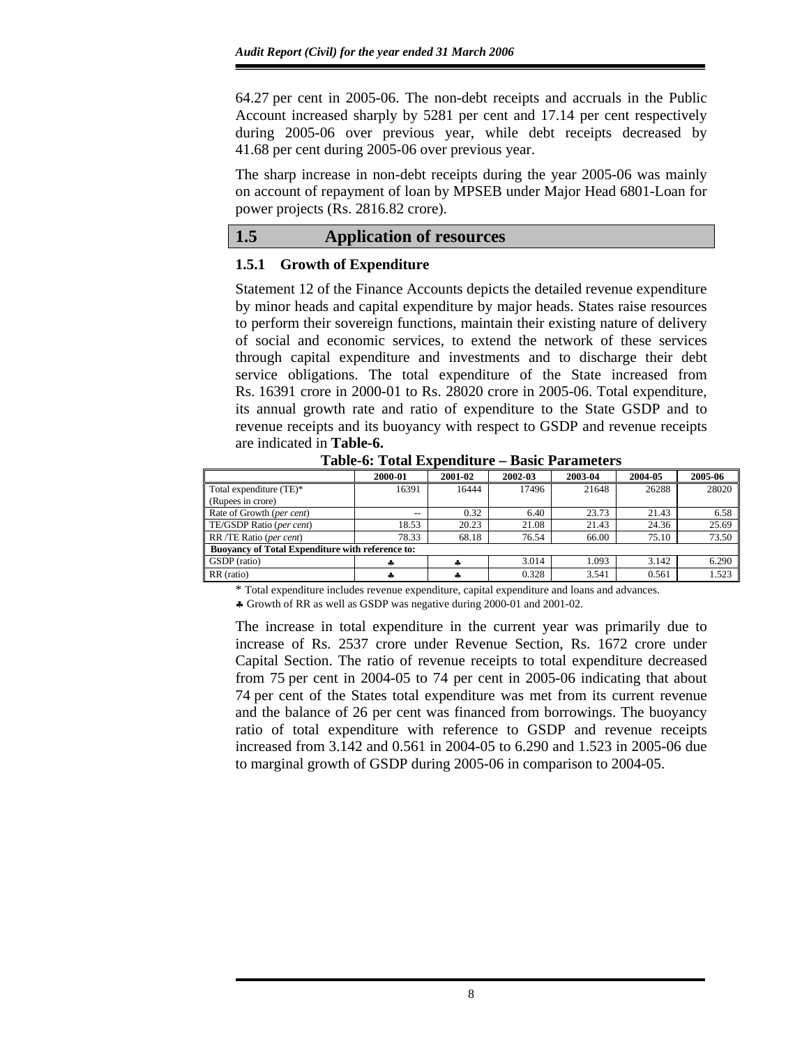64.27 per cent in 2005-06. The non-debt receipts and accruals in the Public Account increased sharply by 5281 per cent and 17.14 per cent respectively during 2005-06 over previous year, while debt receipts decreased by 41.68 per cent during 2005-06 over previous year.

The sharp increase in non-debt receipts during the year 2005-06 was mainly on account of repayment of loan by MPSEB under Major Head 6801-Loan for power projects (Rs. 2816.82 crore).

## 1.5 Application of resources

### 1.5.1 Growth of Expenditure

Statement 12 of the Finance Accounts depicts the detailed revenue expenditure by minor heads and capital expenditure by major heads. States raise resources to perform their sovereign functions, maintain their existing nature of delivery of social and economic services, to extend the network of these services through capital expenditure and investments and to discharge their debt service obligations. The total expenditure of the State increased from Rs. 16391 crore in 2000-01 to Rs. 28020 crore in 2005-06. Total expenditure, its annual growth rate and ratio of expenditure to the State GSDP and to revenue receipts and its buoyancy with respect to GSDP and revenue receipts are indicated in **Table-6.**

**Table-6: Total Expenditure – Basic Parameters**

| | 2000-01 | 2001-02 | 2002-03 | 2003-04 | 2004-05 | 2005-06 |
|---|---|---|---|---|---|---|
| Total expenditure (TE)* (Rupees in crore) | 16391 | 16444 | 17496 | 21648 | 26288 | 28020 |
| Rate of Growth (*per cent*) | -- | 0.32 | 6.40 | 23.73 | 21.43 | 6.58 |
| TE/GSDP Ratio (*per cent*) | 18.53 | 20.23 | 21.08 | 21.43 | 24.36 | 25.69 |
| RR /TE Ratio (*per cent*) | 78.33 | 68.18 | 76.54 | 66.00 | 75.10 | 73.50 |
| **Buoyancy of Total Expenditure with reference to:** | | | | | | |
| GSDP (ratio) | ♣ | ♣ | 3.014 | 1.093 | 3.142 | 6.290 |
| RR (ratio) | ♣ | ♣ | 0.328 | 3.541 | 0.561 | 1.523 |

\* Total expenditure includes revenue expenditure, capital expenditure and loans and advances.

♣ Growth of RR as well as GSDP was negative during 2000-01 and 2001-02.

The increase in total expenditure in the current year was primarily due to increase of Rs. 2537 crore under Revenue Section, Rs. 1672 crore under Capital Section. The ratio of revenue receipts to total expenditure decreased from 75 per cent in 2004-05 to 74 per cent in 2005-06 indicating that about 74 per cent of the States total expenditure was met from its current revenue and the balance of 26 per cent was financed from borrowings. The buoyancy ratio of total expenditure with reference to GSDP and revenue receipts increased from 3.142 and 0.561 in 2004-05 to 6.290 and 1.523 in 2005-06 due to marginal growth of GSDP during 2005-06 in comparison to 2004-05.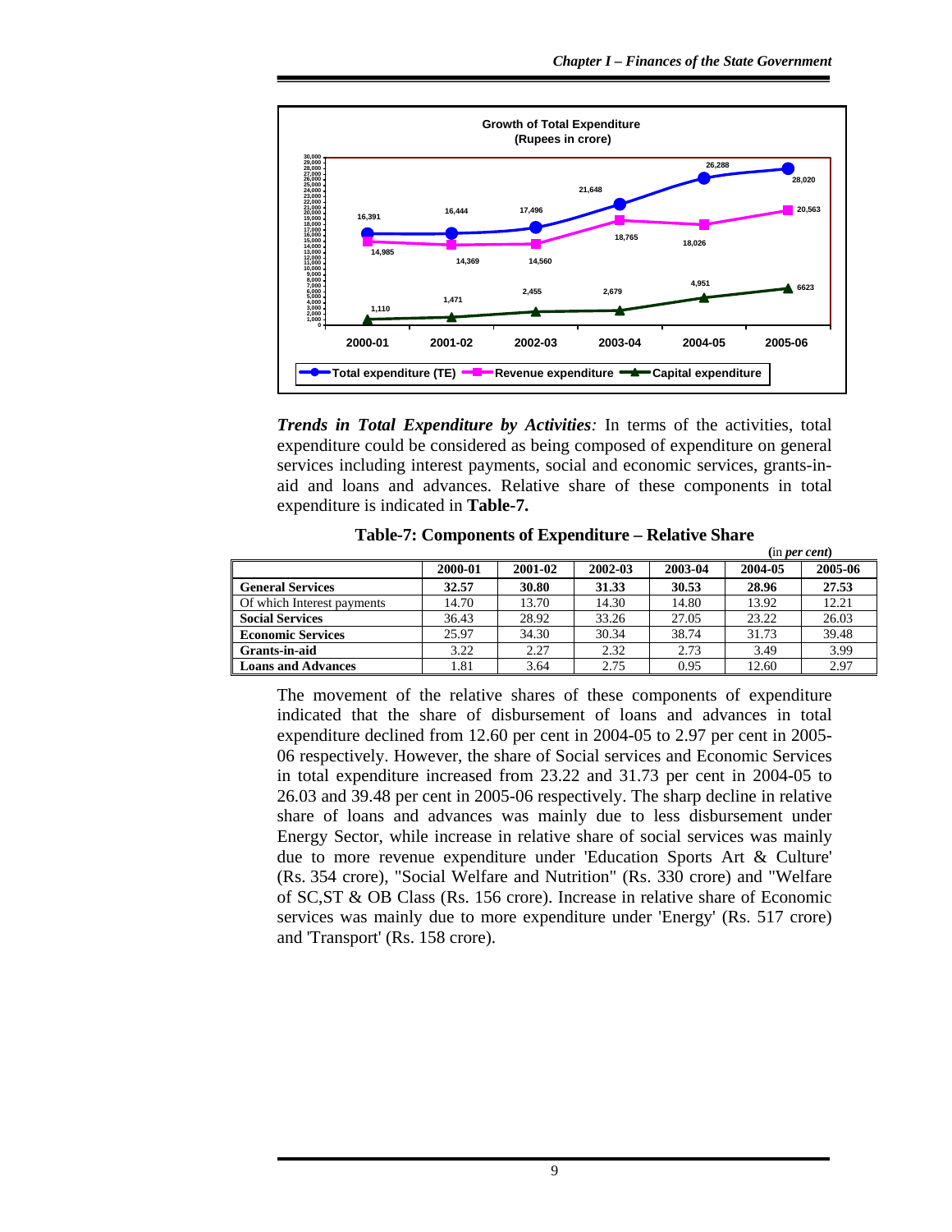**Growth of Total Expenditure (Rupees in crore)**

| | 2000-01 | 2001-02 | 2002-03 | 2003-04 | 2004-05 | 2005-06 |
|---|---|---|---|---|---|---|
| Total expenditure (TE) | 16,391 | 16,444 | 17,496 | 21,648 | 26,288 | 28,020 |
| Revenue expenditure | 14,985 | 14,369 | 14,560 | 18,765 | 18,026 | 20,563 |
| Capital expenditure | 1,110 | 1,471 | 2,455 | 2,679 | 4,951 | 6623 |

***Trends in Total Expenditure by Activities****:* In terms of the activities, total expenditure could be considered as being composed of expenditure on general services including interest payments, social and economic services, grants-in-aid and loans and advances. Relative share of these components in total expenditure is indicated in **Table-7.**

**Table-7: Components of Expenditure – Relative Share**

(in *per cent*)

| | 2000-01 | 2001-02 | 2002-03 | 2003-04 | 2004-05 | 2005-06 |
|---|---|---|---|---|---|---|
| **General Services** | **32.57** | **30.80** | **31.33** | **30.53** | **28.96** | **27.53** |
| Of which Interest payments | 14.70 | 13.70 | 14.30 | 14.80 | 13.92 | 12.21 |
| **Social Services** | 36.43 | 28.92 | 33.26 | 27.05 | 23.22 | 26.03 |
| **Economic Services** | 25.97 | 34.30 | 30.34 | 38.74 | 31.73 | 39.48 |
| **Grants-in-aid** | 3.22 | 2.27 | 2.32 | 2.73 | 3.49 | 3.99 |
| **Loans and Advances** | 1.81 | 3.64 | 2.75 | 0.95 | 12.60 | 2.97 |

The movement of the relative shares of these components of expenditure indicated that the share of disbursement of loans and advances in total expenditure declined from 12.60 per cent in 2004-05 to 2.97 per cent in 2005-06 respectively. However, the share of Social services and Economic Services in total expenditure increased from 23.22 and 31.73 per cent in 2004-05 to 26.03 and 39.48 per cent in 2005-06 respectively. The sharp decline in relative share of loans and advances was mainly due to less disbursement under Energy Sector, while increase in relative share of social services was mainly due to more revenue expenditure under 'Education Sports Art & Culture' (Rs. 354 crore), "Social Welfare and Nutrition" (Rs. 330 crore) and "Welfare of SC,ST & OB Class (Rs. 156 crore). Increase in relative share of Economic services was mainly due to more expenditure under 'Energy' (Rs. 517 crore) and 'Transport' (Rs. 158 crore).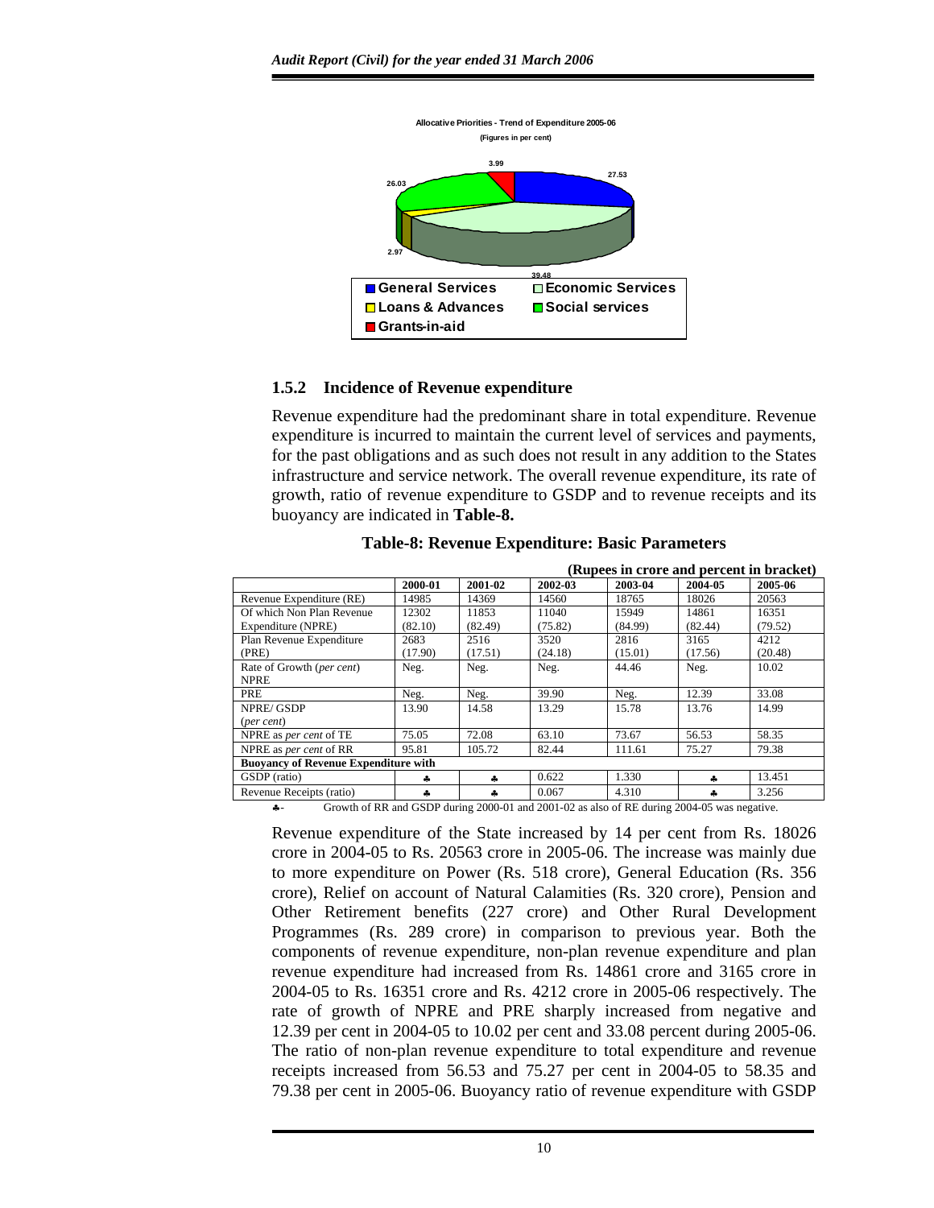**Allocative Priorities - Trend of Expenditure 2005-06**

**(Figures in per cent)**

- General Services: 27.53
- Economic Services: 39.48
- Loans & Advances: 2.97
- Social services: 26.03
- Grants-in-aid: 3.99

### 1.5.2 Incidence of Revenue expenditure

Revenue expenditure had the predominant share in total expenditure. Revenue expenditure is incurred to maintain the current level of services and payments, for the past obligations and as such does not result in any addition to the States infrastructure and service network. The overall revenue expenditure, its rate of growth, ratio of revenue expenditure to GSDP and to revenue receipts and its buoyancy are indicated in **Table-8.**

**Table-8: Revenue Expenditure: Basic Parameters**

**(Rupees in crore and percent in bracket)**

| | 2000-01 | 2001-02 | 2002-03 | 2003-04 | 2004-05 | 2005-06 |
|---|---|---|---|---|---|---|
| Revenue Expenditure (RE) | 14985 | 14369 | 14560 | 18765 | 18026 | 20563 |
| Of which Non Plan Revenue Expenditure (NPRE) | 12302 (82.10) | 11853 (82.49) | 11040 (75.82) | 15949 (84.99) | 14861 (82.44) | 16351 (79.52) |
| Plan Revenue Expenditure (PRE) | 2683 (17.90) | 2516 (17.51) | 3520 (24.18) | 2816 (15.01) | 3165 (17.56) | 4212 (20.48) |
| Rate of Growth (*per cent*) NPRE | Neg. | Neg. | Neg. | 44.46 | Neg. | 10.02 |
| PRE | Neg. | Neg. | 39.90 | Neg. | 12.39 | 33.08 |
| NPRE/ GSDP (*per cent*) | 13.90 | 14.58 | 13.29 | 15.78 | 13.76 | 14.99 |
| NPRE as *per cent* of TE | 75.05 | 72.08 | 63.10 | 73.67 | 56.53 | 58.35 |
| NPRE as *per cent* of RR | 95.81 | 105.72 | 82.44 | 111.61 | 75.27 | 79.38 |
| **Buoyancy of Revenue Expenditure with** | | | | | | |
| GSDP (ratio) | ♣ | ♣ | 0.622 | 1.330 | ♣ | 13.451 |
| Revenue Receipts (ratio) | ♣ | ♣ | 0.067 | 4.310 | ♣ | 3.256 |

♣- Growth of RR and GSDP during 2000-01 and 2001-02 as also of RE during 2004-05 was negative.

Revenue expenditure of the State increased by 14 per cent from Rs. 18026 crore in 2004-05 to Rs. 20563 crore in 2005-06. The increase was mainly due to more expenditure on Power (Rs. 518 crore), General Education (Rs. 356 crore), Relief on account of Natural Calamities (Rs. 320 crore), Pension and Other Retirement benefits (227 crore) and Other Rural Development Programmes (Rs. 289 crore) in comparison to previous year. Both the components of revenue expenditure, non-plan revenue expenditure and plan revenue expenditure had increased from Rs. 14861 crore and 3165 crore in 2004-05 to Rs. 16351 crore and Rs. 4212 crore in 2005-06 respectively. The rate of growth of NPRE and PRE sharply increased from negative and 12.39 per cent in 2004-05 to 10.02 per cent and 33.08 percent during 2005-06. The ratio of non-plan revenue expenditure to total expenditure and revenue receipts increased from 56.53 and 75.27 per cent in 2004-05 to 58.35 and 79.38 per cent in 2005-06. Buoyancy ratio of revenue expenditure with GSDP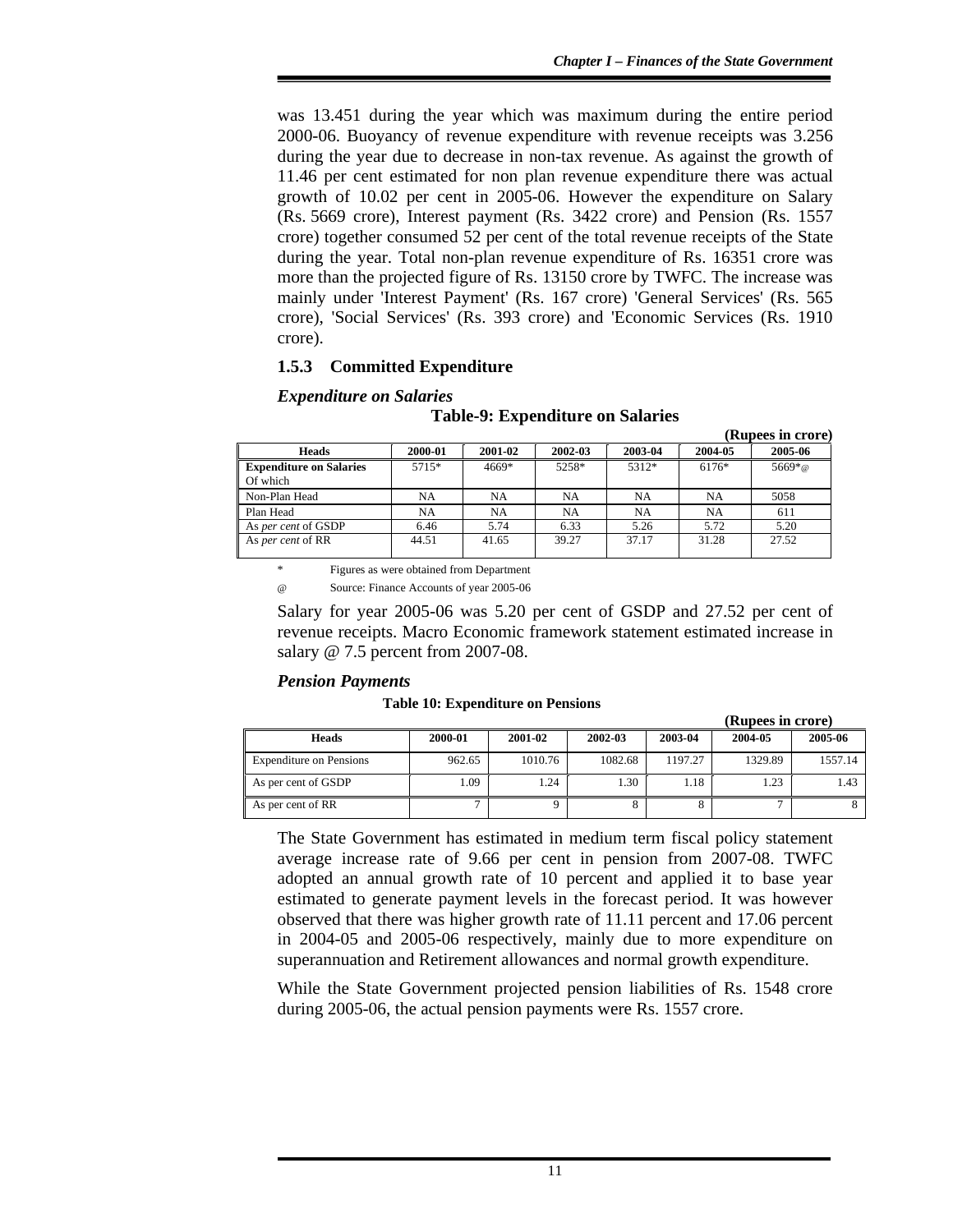was 13.451 during the year which was maximum during the entire period 2000-06. Buoyancy of revenue expenditure with revenue receipts was 3.256 during the year due to decrease in non-tax revenue. As against the growth of 11.46 per cent estimated for non plan revenue expenditure there was actual growth of 10.02 per cent in 2005-06. However the expenditure on Salary (Rs. 5669 crore), Interest payment (Rs. 3422 crore) and Pension (Rs. 1557 crore) together consumed 52 per cent of the total revenue receipts of the State during the year. Total non-plan revenue expenditure of Rs. 16351 crore was more than the projected figure of Rs. 13150 crore by TWFC. The increase was mainly under 'Interest Payment' (Rs. 167 crore) 'General Services' (Rs. 565 crore), 'Social Services' (Rs. 393 crore) and 'Economic Services (Rs. 1910 crore).

### 1.5.3 Committed Expenditure

#### *Expenditure on Salaries*

**Table-9: Expenditure on Salaries**

**(Rupees in crore)**

| Heads | 2000-01 | 2001-02 | 2002-03 | 2003-04 | 2004-05 | 2005-06 |
|---|---|---|---|---|---|---|
| **Expenditure on Salaries** Of which | 5715* | 4669* | 5258* | 5312* | 6176* | 5669*@ |
| Non-Plan Head | NA | NA | NA | NA | NA | 5058 |
| Plan Head | NA | NA | NA | NA | NA | 611 |
| As *per cent* of GSDP | 6.46 | 5.74 | 6.33 | 5.26 | 5.72 | 5.20 |
| As *per cent* of RR | 44.51 | 41.65 | 39.27 | 37.17 | 31.28 | 27.52 |

\* Figures as were obtained from Department

@ Source: Finance Accounts of year 2005-06

Salary for year 2005-06 was 5.20 per cent of GSDP and 27.52 per cent of revenue receipts. Macro Economic framework statement estimated increase in salary @ 7.5 percent from 2007-08.

#### *Pension Payments*

**Table 10: Expenditure on Pensions**

**(Rupees in crore)**

| Heads | 2000-01 | 2001-02 | 2002-03 | 2003-04 | 2004-05 | 2005-06 |
|---|---|---|---|---|---|---|
| Expenditure on Pensions | 962.65 | 1010.76 | 1082.68 | 1197.27 | 1329.89 | 1557.14 |
| As per cent of GSDP | 1.09 | 1.24 | 1.30 | 1.18 | 1.23 | 1.43 |
| As per cent of RR | 7 | 9 | 8 | 8 | 7 | 8 |

The State Government has estimated in medium term fiscal policy statement average increase rate of 9.66 per cent in pension from 2007-08. TWFC adopted an annual growth rate of 10 percent and applied it to base year estimated to generate payment levels in the forecast period. It was however observed that there was higher growth rate of 11.11 percent and 17.06 percent in 2004-05 and 2005-06 respectively, mainly due to more expenditure on superannuation and Retirement allowances and normal growth expenditure.

While the State Government projected pension liabilities of Rs. 1548 crore during 2005-06, the actual pension payments were Rs. 1557 crore.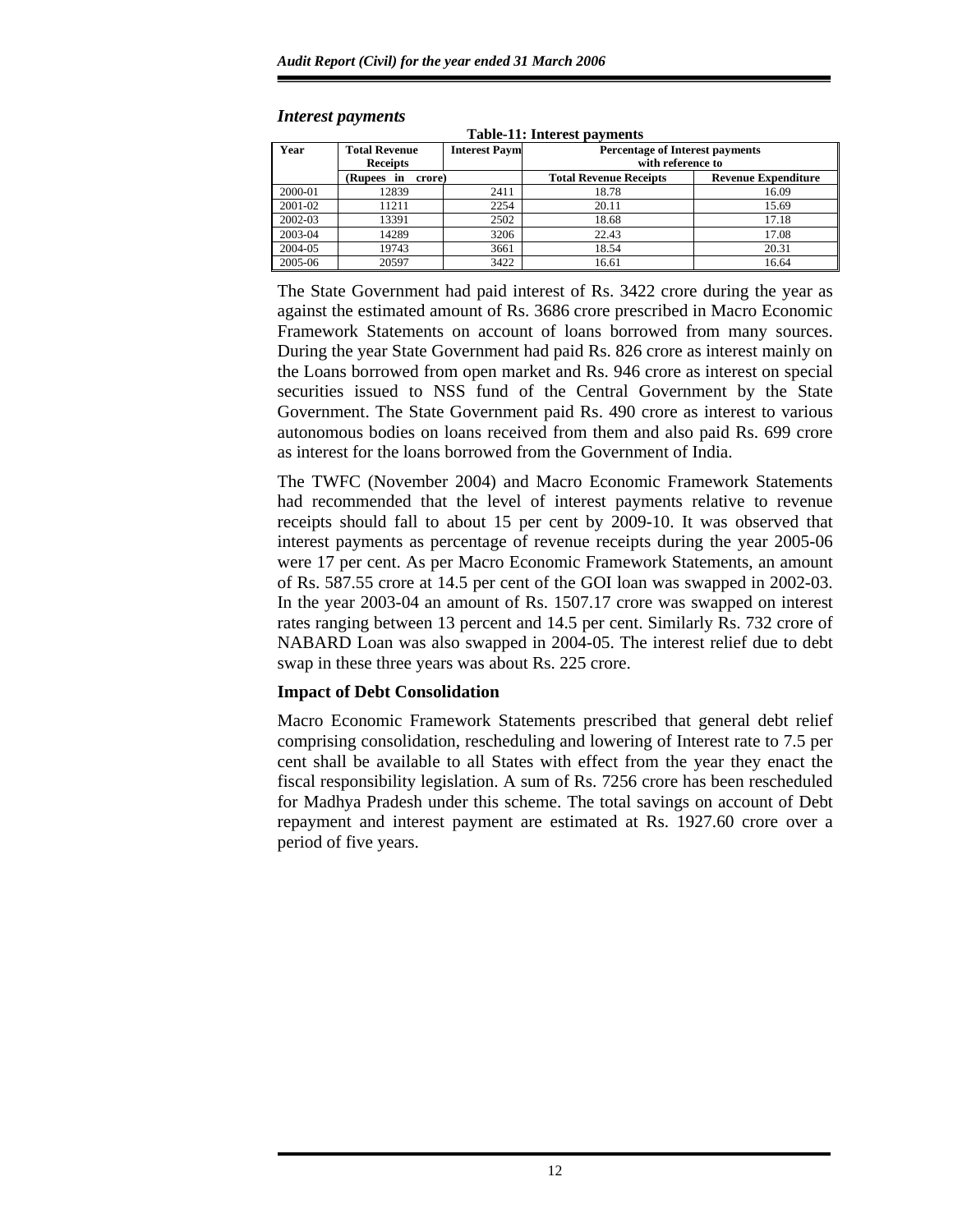### *Interest payments*

**Table-11: Interest payments**

| Year | Total Revenue Receipts | Interest Paym | Percentage of Interest payments with reference to | |
|---|---|---|---|---|
| | (Rupees in crore) | | Total Revenue Receipts | Revenue Expenditure |
| 2000-01 | 12839 | 2411 | 18.78 | 16.09 |
| 2001-02 | 11211 | 2254 | 20.11 | 15.69 |
| 2002-03 | 13391 | 2502 | 18.68 | 17.18 |
| 2003-04 | 14289 | 3206 | 22.43 | 17.08 |
| 2004-05 | 19743 | 3661 | 18.54 | 20.31 |
| 2005-06 | 20597 | 3422 | 16.61 | 16.64 |

The State Government had paid interest of Rs. 3422 crore during the year as against the estimated amount of Rs. 3686 crore prescribed in Macro Economic Framework Statements on account of loans borrowed from many sources. During the year State Government had paid Rs. 826 crore as interest mainly on the Loans borrowed from open market and Rs. 946 crore as interest on special securities issued to NSS fund of the Central Government by the State Government. The State Government paid Rs. 490 crore as interest to various autonomous bodies on loans received from them and also paid Rs. 699 crore as interest for the loans borrowed from the Government of India.

The TWFC (November 2004) and Macro Economic Framework Statements had recommended that the level of interest payments relative to revenue receipts should fall to about 15 per cent by 2009-10. It was observed that interest payments as percentage of revenue receipts during the year 2005-06 were 17 per cent. As per Macro Economic Framework Statements, an amount of Rs. 587.55 crore at 14.5 per cent of the GOI loan was swapped in 2002-03. In the year 2003-04 an amount of Rs. 1507.17 crore was swapped on interest rates ranging between 13 percent and 14.5 per cent. Similarly Rs. 732 crore of NABARD Loan was also swapped in 2004-05. The interest relief due to debt swap in these three years was about Rs. 225 crore.

**Impact of Debt Consolidation**

Macro Economic Framework Statements prescribed that general debt relief comprising consolidation, rescheduling and lowering of Interest rate to 7.5 per cent shall be available to all States with effect from the year they enact the fiscal responsibility legislation. A sum of Rs. 7256 crore has been rescheduled for Madhya Pradesh under this scheme. The total savings on account of Debt repayment and interest payment are estimated at Rs. 1927.60 crore over a period of five years.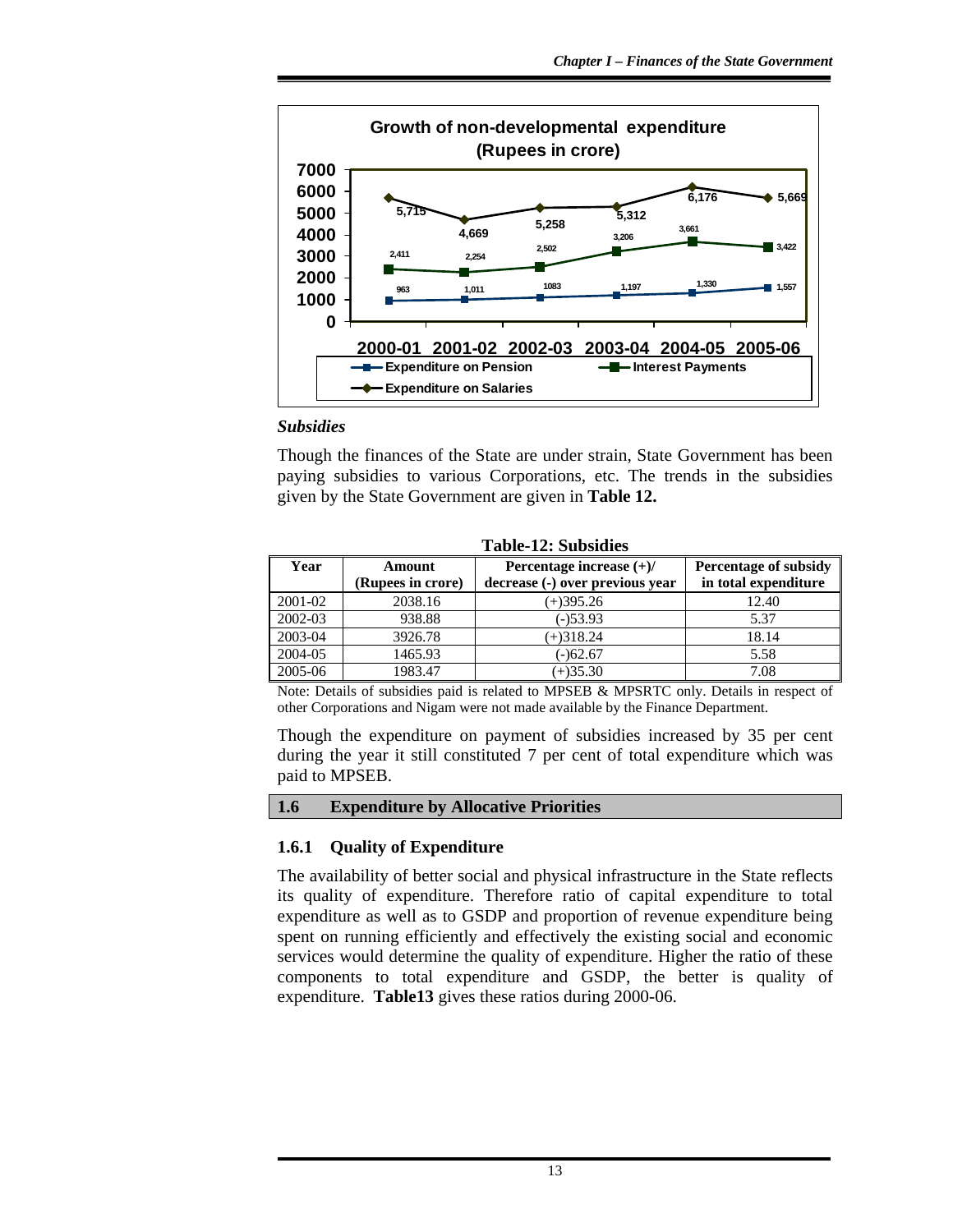**Growth of non-developmental expenditure (Rupees in crore)**

| Year | Expenditure on Pension | Interest Payments | Expenditure on Salaries |
|---|---|---|---|
| 2000-01 | 963 | 2,411 | 5,715 |
| 2001-02 | 1,011 | 2,254 | 4,669 |
| 2002-03 | 1083 | 2,502 | 5,258 |
| 2003-04 | 1,197 | 3,206 | 5,312 |
| 2004-05 | 1,330 | 3,661 | 6,176 |
| 2005-06 | 1,557 | 3,422 | 5,669 |

### *Subsidies*

Though the finances of the State are under strain, State Government has been paying subsidies to various Corporations, etc. The trends in the subsidies given by the State Government are given in **Table 12.**

**Table-12: Subsidies**

| Year | Amount (Rupees in crore) | Percentage increase (+)/ decrease (-) over previous year | Percentage of subsidy in total expenditure |
|---|---|---|---|
| 2001-02 | 2038.16 | (+)395.26 | 12.40 |
| 2002-03 | 938.88 | (-)53.93 | 5.37 |
| 2003-04 | 3926.78 | (+)318.24 | 18.14 |
| 2004-05 | 1465.93 | (-)62.67 | 5.58 |
| 2005-06 | 1983.47 | (+)35.30 | 7.08 |

Note: Details of subsidies paid is related to MPSEB & MPSRTC only. Details in respect of other Corporations and Nigam were not made available by the Finance Department.

Though the expenditure on payment of subsidies increased by 35 per cent during the year it still constituted 7 per cent of total expenditure which was paid to MPSEB.

## 1.6 Expenditure by Allocative Priorities

### 1.6.1 Quality of Expenditure

The availability of better social and physical infrastructure in the State reflects its quality of expenditure. Therefore ratio of capital expenditure to total expenditure as well as to GSDP and proportion of revenue expenditure being spent on running efficiently and effectively the existing social and economic services would determine the quality of expenditure. Higher the ratio of these components to total expenditure and GSDP, the better is quality of expenditure. **Table13** gives these ratios during 2000-06.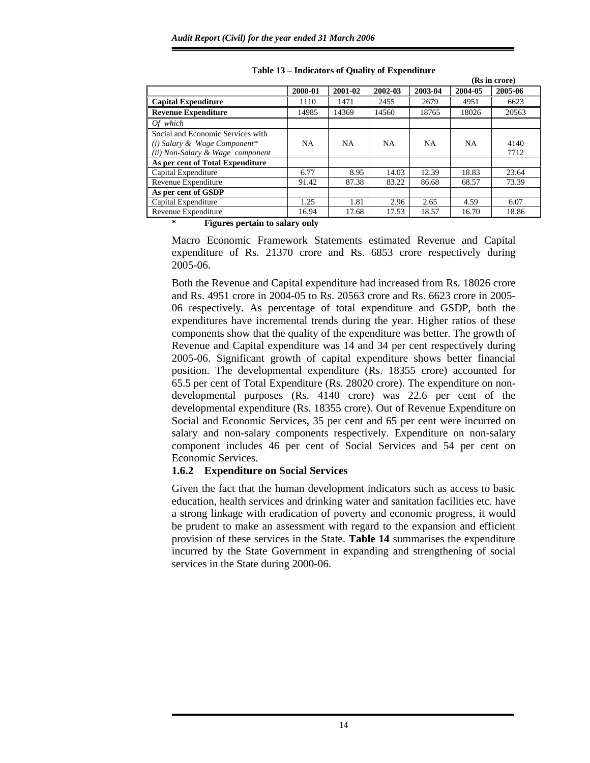**Table 13 – Indicators of Quality of Expenditure**

**(Rs in crore)**

| | 2000-01 | 2001-02 | 2002-03 | 2003-04 | 2004-05 | 2005-06 |
|---|---|---|---|---|---|---|
| **Capital Expenditure** | 1110 | 1471 | 2455 | 2679 | 4951 | 6623 |
| **Revenue Expenditure** | 14985 | 14369 | 14560 | 18765 | 18026 | 20563 |
| *Of which* | | | | | | |
| Social and Economic Services with *(i) Salary & Wage Component** *(ii) Non-Salary & Wage component* | NA | NA | NA | NA | NA | 4140 7712 |
| **As per cent of Total Expenditure** | | | | | | |
| Capital Expenditure | 6.77 | 8.95 | 14.03 | 12.39 | 18.83 | 23.64 |
| Revenue Expenditure | 91.42 | 87.38 | 83.22 | 86.68 | 68.57 | 73.39 |
| **As per cent of GSDP** | | | | | | |
| Capital Expenditure | 1.25 | 1.81 | 2.96 | 2.65 | 4.59 | 6.07 |
| Revenue Expenditure | 16.94 | 17.68 | 17.53 | 18.57 | 16.70 | 18.86 |

\* **Figures pertain to salary only**

Macro Economic Framework Statements estimated Revenue and Capital expenditure of Rs. 21370 crore and Rs. 6853 crore respectively during 2005-06.

Both the Revenue and Capital expenditure had increased from Rs. 18026 crore and Rs. 4951 crore in 2004-05 to Rs. 20563 crore and Rs. 6623 crore in 2005-06 respectively. As percentage of total expenditure and GSDP, both the expenditures have incremental trends during the year. Higher ratios of these components show that the quality of the expenditure was better. The growth of Revenue and Capital expenditure was 14 and 34 per cent respectively during 2005-06. Significant growth of capital expenditure shows better financial position. The developmental expenditure (Rs. 18355 crore) accounted for 65.5 per cent of Total Expenditure (Rs. 28020 crore). The expenditure on non-developmental purposes (Rs. 4140 crore) was 22.6 per cent of the developmental expenditure (Rs. 18355 crore). Out of Revenue Expenditure on Social and Economic Services, 35 per cent and 65 per cent were incurred on salary and non-salary components respectively. Expenditure on non-salary component includes 46 per cent of Social Services and 54 per cent on Economic Services.

### 1.6.2 Expenditure on Social Services

Given the fact that the human development indicators such as access to basic education, health services and drinking water and sanitation facilities etc. have a strong linkage with eradication of poverty and economic progress, it would be prudent to make an assessment with regard to the expansion and efficient provision of these services in the State. **Table 14** summarises the expenditure incurred by the State Government in expanding and strengthening of social services in the State during 2000-06.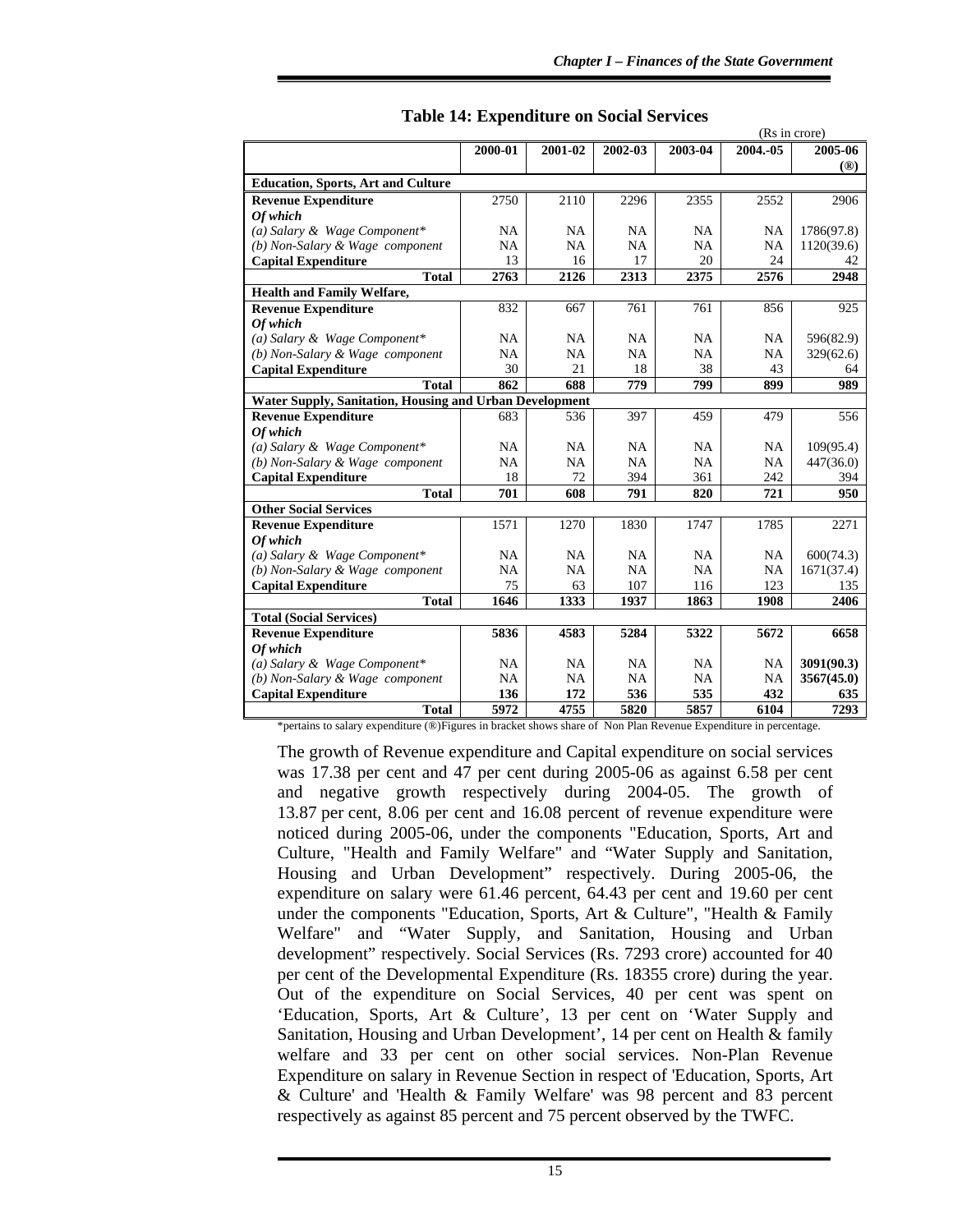**Table 14: Expenditure on Social Services**

(Rs in crore)

| | 2000-01 | 2001-02 | 2002-03 | 2003-04 | 2004.-05 | 2005-06 (®) |
|---|---|---|---|---|---|---|
| **Education, Sports, Art and Culture** | | | | | | |
| **Revenue Expenditure** | 2750 | 2110 | 2296 | 2355 | 2552 | 2906 |
| ***Of which*** | | | | | | |
| *(a) Salary & Wage Component** | NA | NA | NA | NA | NA | 1786(97.8) |
| *(b) Non-Salary & Wage component* | NA | NA | NA | NA | NA | 1120(39.6) |
| **Capital Expenditure** | 13 | 16 | 17 | 20 | 24 | 42 |
| **Total** | **2763** | **2126** | **2313** | **2375** | **2576** | **2948** |
| **Health and Family Welfare,** | | | | | | |
| **Revenue Expenditure** | 832 | 667 | 761 | 761 | 856 | 925 |
| ***Of which*** | | | | | | |
| *(a) Salary & Wage Component** | NA | NA | NA | NA | NA | 596(82.9) |
| *(b) Non-Salary & Wage component* | NA | NA | NA | NA | NA | 329(62.6) |
| **Capital Expenditure** | 30 | 21 | 18 | 38 | 43 | 64 |
| **Total** | **862** | **688** | **779** | **799** | **899** | **989** |
| **Water Supply, Sanitation, Housing and Urban Development** | | | | | | |
| **Revenue Expenditure** | 683 | 536 | 397 | 459 | 479 | 556 |
| ***Of which*** | | | | | | |
| *(a) Salary & Wage Component** | NA | NA | NA | NA | NA | 109(95.4) |
| *(b) Non-Salary & Wage component* | NA | NA | NA | NA | NA | 447(36.0) |
| **Capital Expenditure** | 18 | 72 | 394 | 361 | 242 | 394 |
| **Total** | **701** | **608** | **791** | **820** | **721** | **950** |
| **Other Social Services** | | | | | | |
| **Revenue Expenditure** | 1571 | 1270 | 1830 | 1747 | 1785 | 2271 |
| ***Of which*** | | | | | | |
| *(a) Salary & Wage Component** | NA | NA | NA | NA | NA | 600(74.3) |
| *(b) Non-Salary & Wage component* | NA | NA | NA | NA | NA | 1671(37.4) |
| **Capital Expenditure** | 75 | 63 | 107 | 116 | 123 | 135 |
| **Total** | **1646** | **1333** | **1937** | **1863** | **1908** | **2406** |
| **Total (Social Services)** | | | | | | |
| **Revenue Expenditure** | **5836** | **4583** | **5284** | **5322** | **5672** | **6658** |
| ***Of which*** | | | | | | |
| *(a) Salary & Wage Component** | NA | NA | NA | NA | NA | **3091(90.3)** |
| *(b) Non-Salary & Wage component* | NA | NA | NA | NA | NA | **3567(45.0)** |
| **Capital Expenditure** | **136** | **172** | **536** | **535** | **432** | **635** |
| **Total** | **5972** | **4755** | **5820** | **5857** | **6104** | **7293** |

*pertains to salary expenditure (®)Figures in bracket shows share of Non Plan Revenue Expenditure in percentage.

The growth of Revenue expenditure and Capital expenditure on social services was 17.38 per cent and 47 per cent during 2005-06 as against 6.58 per cent and negative growth respectively during 2004-05. The growth of 13.87 per cent, 8.06 per cent and 16.08 percent of revenue expenditure were noticed during 2005-06, under the components "Education, Sports, Art and Culture, "Health and Family Welfare" and "Water Supply and Sanitation, Housing and Urban Development" respectively. During 2005-06, the expenditure on salary were 61.46 percent, 64.43 per cent and 19.60 per cent under the components "Education, Sports, Art & Culture", "Health & Family Welfare" and "Water Supply, and Sanitation, Housing and Urban development" respectively. Social Services (Rs. 7293 crore) accounted for 40 per cent of the Developmental Expenditure (Rs. 18355 crore) during the year. Out of the expenditure on Social Services, 40 per cent was spent on 'Education, Sports, Art & Culture', 13 per cent on 'Water Supply and Sanitation, Housing and Urban Development', 14 per cent on Health & family welfare and 33 per cent on other social services. Non-Plan Revenue Expenditure on salary in Revenue Section in respect of 'Education, Sports, Art & Culture' and 'Health & Family Welfare' was 98 percent and 83 percent respectively as against 85 percent and 75 percent observed by the TWFC.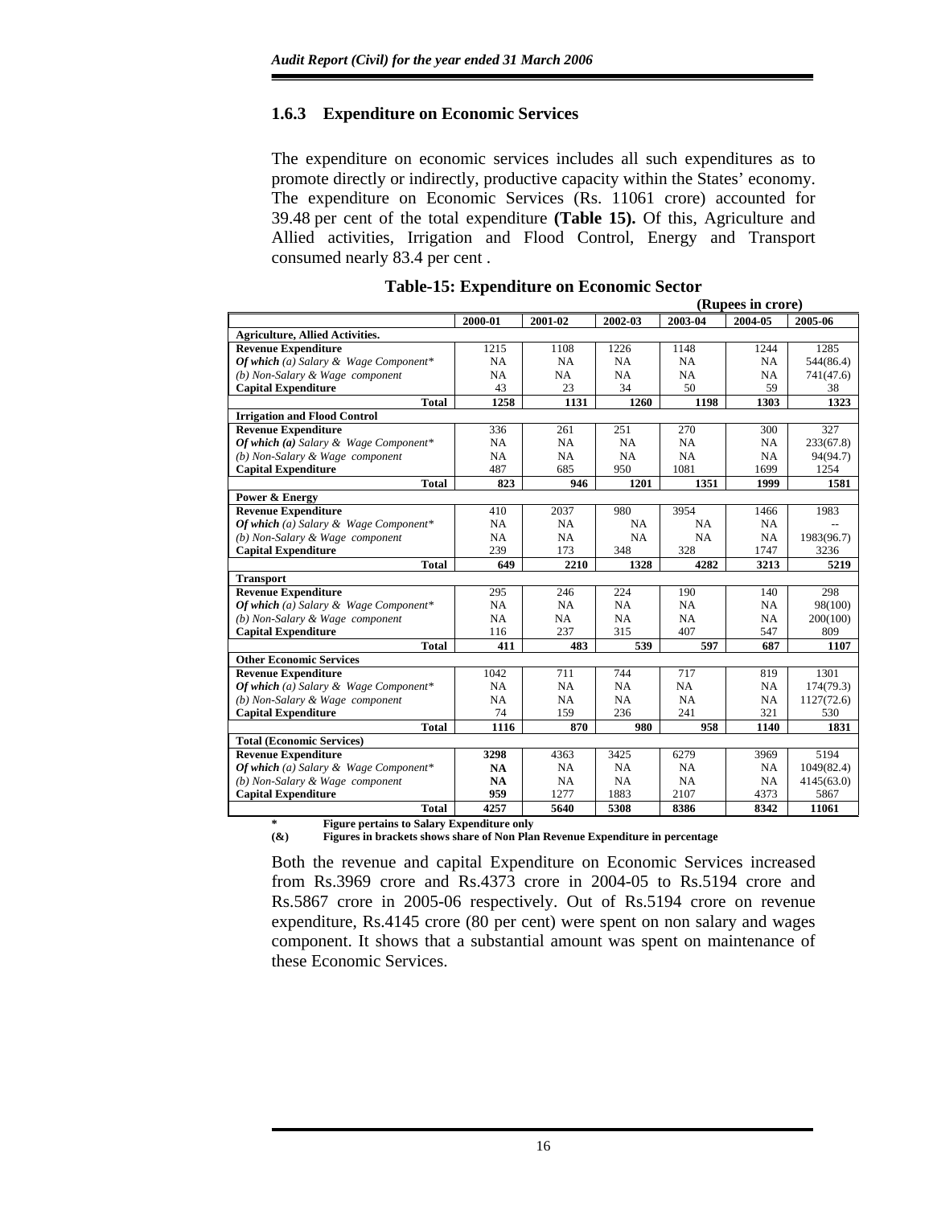### 1.6.3 Expenditure on Economic Services

The expenditure on economic services includes all such expenditures as to promote directly or indirectly, productive capacity within the States' economy. The expenditure on Economic Services (Rs. 11061 crore) accounted for 39.48 per cent of the total expenditure **(Table 15).** Of this, Agriculture and Allied activities, Irrigation and Flood Control, Energy and Transport consumed nearly 83.4 per cent .

**Table-15: Expenditure on Economic Sector**

**(Rupees in crore)**

| | 2000-01 | 2001-02 | 2002-03 | 2003-04 | 2004-05 | 2005-06 |
|---|---|---|---|---|---|---|
| **Agriculture, Allied Activities.** | | | | | | |
| **Revenue Expenditure** | 1215 | 1108 | 1226 | 1148 | 1244 | 1285 |
| ***Of which** (a) Salary & Wage Component** | NA | NA | NA | NA | NA | 544(86.4) |
| *(b) Non-Salary & Wage component* | NA | NA | NA | NA | NA | 741(47.6) |
| **Capital Expenditure** | 43 | 23 | 34 | 50 | 59 | 38 |
| **Total** | **1258** | **1131** | **1260** | **1198** | **1303** | **1323** |
| **Irrigation and Flood Control** | | | | | | |
| **Revenue Expenditure** | 336 | 261 | 251 | 270 | 300 | 327 |
| ***Of which** (a) Salary & Wage Component** | NA | NA | NA | NA | NA | 233(67.8) |
| *(b) Non-Salary & Wage component* | NA | NA | NA | NA | NA | 94(94.7) |
| **Capital Expenditure** | 487 | 685 | 950 | 1081 | 1699 | 1254 |
| **Total** | **823** | **946** | **1201** | **1351** | **1999** | **1581** |
| **Power & Energy** | | | | | | |
| **Revenue Expenditure** | 410 | 2037 | 980 | 3954 | 1466 | 1983 |
| ***Of which** (a) Salary & Wage Component** | NA | NA | NA | NA | NA | -- |
| *(b) Non-Salary & Wage component* | NA | NA | NA | NA | NA | 1983(96.7) |
| **Capital Expenditure** | 239 | 173 | 348 | 328 | 1747 | 3236 |
| **Total** | **649** | **2210** | **1328** | **4282** | **3213** | **5219** |
| **Transport** | | | | | | |
| **Revenue Expenditure** | 295 | 246 | 224 | 190 | 140 | 298 |
| ***Of which** (a) Salary & Wage Component** | NA | NA | NA | NA | NA | 98(100) |
| *(b) Non-Salary & Wage component* | NA | NA | NA | NA | NA | 200(100) |
| **Capital Expenditure** | 116 | 237 | 315 | 407 | 547 | 809 |
| **Total** | **411** | **483** | **539** | **597** | **687** | **1107** |
| **Other Economic Services** | | | | | | |
| **Revenue Expenditure** | 1042 | 711 | 744 | 717 | 819 | 1301 |
| ***Of which** (a) Salary & Wage Component** | NA | NA | NA | NA | NA | 174(79.3) |
| *(b) Non-Salary & Wage component* | NA | NA | NA | NA | NA | 1127(72.6) |
| **Capital Expenditure** | 74 | 159 | 236 | 241 | 321 | 530 |
| **Total** | **1116** | **870** | **980** | **958** | **1140** | **1831** |
| **Total (Economic Services)** | | | | | | |
| **Revenue Expenditure** | **3298** | 4363 | 3425 | 6279 | 3969 | 5194 |
| ***Of which** (a) Salary & Wage Component** | **NA** | NA | NA | NA | NA | 1049(82.4) |
| *(b) Non-Salary & Wage component* | **NA** | NA | NA | NA | NA | 4145(63.0) |
| **Capital Expenditure** | **959** | 1277 | 1883 | 2107 | 4373 | 5867 |
| **Total** | **4257** | **5640** | **5308** | **8386** | **8342** | **11061** |

**\*** **Figure pertains to Salary Expenditure only**

**(&)** **Figures in brackets shows share of Non Plan Revenue Expenditure in percentage**

Both the revenue and capital Expenditure on Economic Services increased from Rs.3969 crore and Rs.4373 crore in 2004-05 to Rs.5194 crore and Rs.5867 crore in 2005-06 respectively. Out of Rs.5194 crore on revenue expenditure, Rs.4145 crore (80 per cent) were spent on non salary and wages component. It shows that a substantial amount was spent on maintenance of these Economic Services.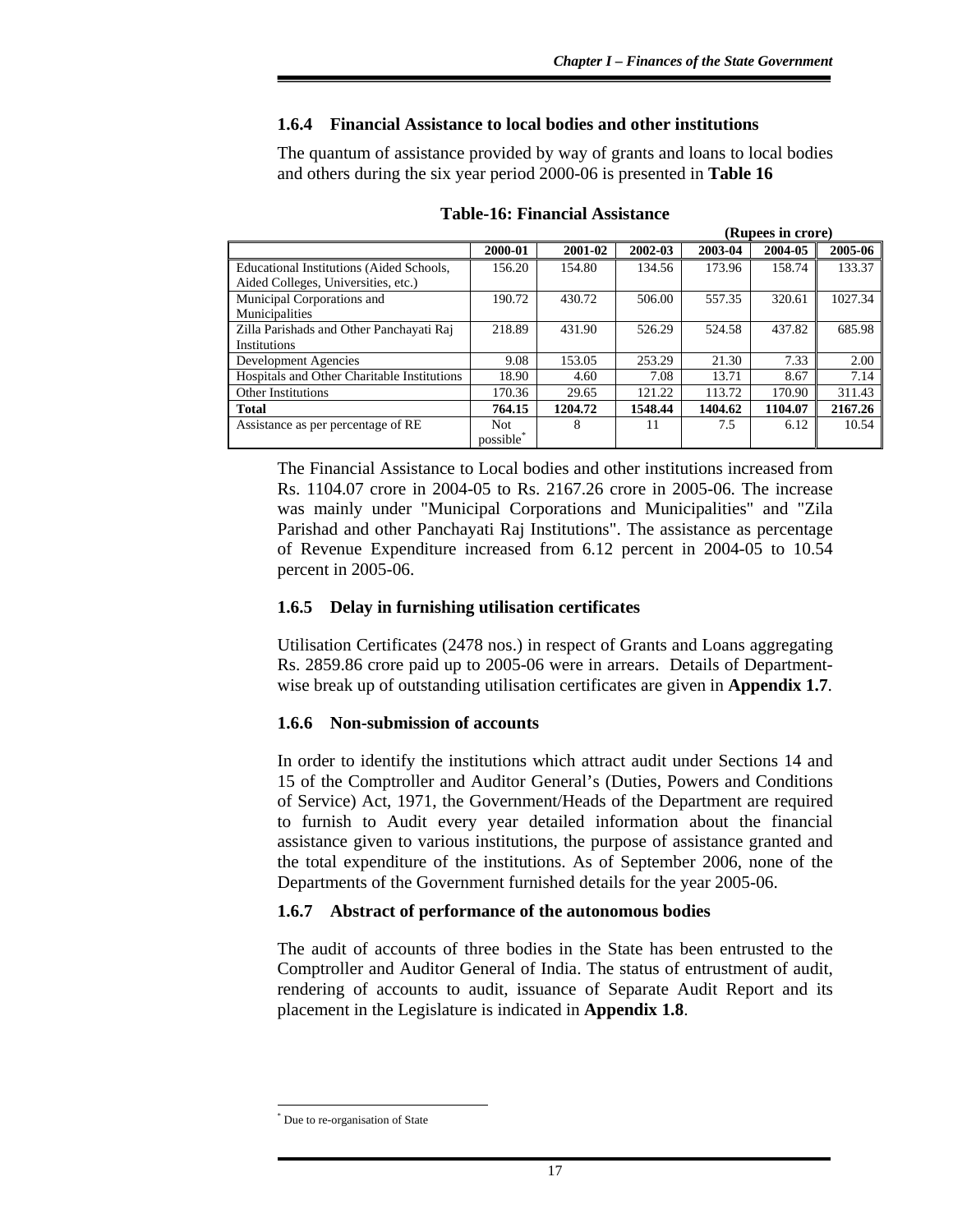### 1.6.4 Financial Assistance to local bodies and other institutions

The quantum of assistance provided by way of grants and loans to local bodies and others during the six year period 2000-06 is presented in **Table 16**

**Table-16: Financial Assistance**

**(Rupees in crore)**

| | 2000-01 | 2001-02 | 2002-03 | 2003-04 | 2004-05 | 2005-06 |
|---|---|---|---|---|---|---|
| Educational Institutions (Aided Schools, Aided Colleges, Universities, etc.) | 156.20 | 154.80 | 134.56 | 173.96 | 158.74 | 133.37 |
| Municipal Corporations and Municipalities | 190.72 | 430.72 | 506.00 | 557.35 | 320.61 | 1027.34 |
| Zilla Parishads and Other Panchayati Raj Institutions | 218.89 | 431.90 | 526.29 | 524.58 | 437.82 | 685.98 |
| Development Agencies | 9.08 | 153.05 | 253.29 | 21.30 | 7.33 | 2.00 |
| Hospitals and Other Charitable Institutions | 18.90 | 4.60 | 7.08 | 13.71 | 8.67 | 7.14 |
| Other Institutions | 170.36 | 29.65 | 121.22 | 113.72 | 170.90 | 311.43 |
| **Total** | **764.15** | **1204.72** | **1548.44** | **1404.62** | **1104.07** | **2167.26** |
| Assistance as per percentage of RE | Not possible* | 8 | 11 | 7.5 | 6.12 | 10.54 |

The Financial Assistance to Local bodies and other institutions increased from Rs. 1104.07 crore in 2004-05 to Rs. 2167.26 crore in 2005-06. The increase was mainly under "Municipal Corporations and Municipalities" and "Zila Parishad and other Panchayati Raj Institutions". The assistance as percentage of Revenue Expenditure increased from 6.12 percent in 2004-05 to 10.54 percent in 2005-06.

### 1.6.5 Delay in furnishing utilisation certificates

Utilisation Certificates (2478 nos.) in respect of Grants and Loans aggregating Rs. 2859.86 crore paid up to 2005-06 were in arrears. Details of Department-wise break up of outstanding utilisation certificates are given in **Appendix 1.7**.

### 1.6.6 Non-submission of accounts

In order to identify the institutions which attract audit under Sections 14 and 15 of the Comptroller and Auditor General's (Duties, Powers and Conditions of Service) Act, 1971, the Government/Heads of the Department are required to furnish to Audit every year detailed information about the financial assistance given to various institutions, the purpose of assistance granted and the total expenditure of the institutions. As of September 2006, none of the Departments of the Government furnished details for the year 2005-06.

### 1.6.7 Abstract of performance of the autonomous bodies

The audit of accounts of three bodies in the State has been entrusted to the Comptroller and Auditor General of India. The status of entrustment of audit, rendering of accounts to audit, issuance of Separate Audit Report and its placement in the Legislature is indicated in **Appendix 1.8**.

---

* Due to re-organisation of State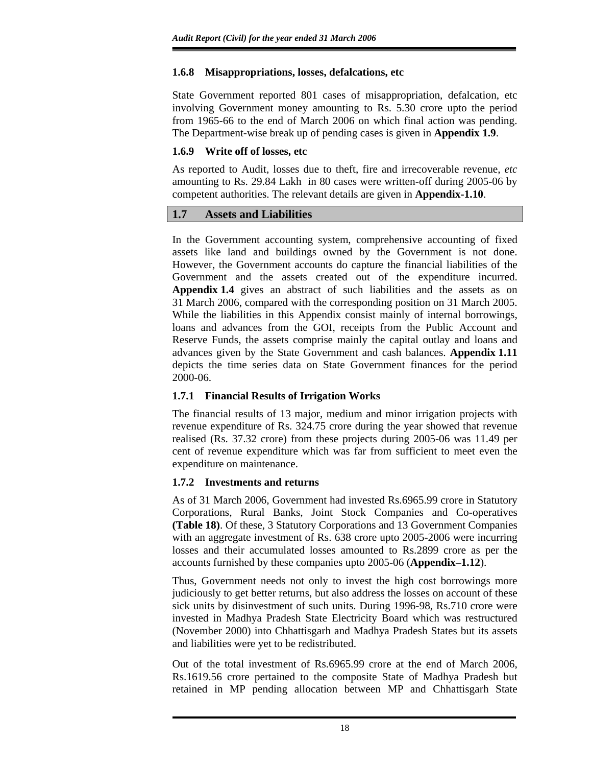### 1.6.8 Misappropriations, losses, defalcations, etc

State Government reported 801 cases of misappropriation, defalcation, etc involving Government money amounting to Rs. 5.30 crore upto the period from 1965-66 to the end of March 2006 on which final action was pending. The Department-wise break up of pending cases is given in **Appendix 1.9**.

### 1.6.9 Write off of losses, etc

As reported to Audit, losses due to theft, fire and irrecoverable revenue, *etc* amounting to Rs. 29.84 Lakh in 80 cases were written-off during 2005-06 by competent authorities. The relevant details are given in **Appendix-1.10**.

## 1.7 Assets and Liabilities

In the Government accounting system, comprehensive accounting of fixed assets like land and buildings owned by the Government is not done. However, the Government accounts do capture the financial liabilities of the Government and the assets created out of the expenditure incurred. **Appendix 1.4** gives an abstract of such liabilities and the assets as on 31 March 2006, compared with the corresponding position on 31 March 2005. While the liabilities in this Appendix consist mainly of internal borrowings, loans and advances from the GOI, receipts from the Public Account and Reserve Funds, the assets comprise mainly the capital outlay and loans and advances given by the State Government and cash balances. **Appendix 1.11** depicts the time series data on State Government finances for the period 2000-06.

### 1.7.1 Financial Results of Irrigation Works

The financial results of 13 major, medium and minor irrigation projects with revenue expenditure of Rs. 324.75 crore during the year showed that revenue realised (Rs. 37.32 crore) from these projects during 2005-06 was 11.49 per cent of revenue expenditure which was far from sufficient to meet even the expenditure on maintenance.

### 1.7.2 Investments and returns

As of 31 March 2006, Government had invested Rs.6965.99 crore in Statutory Corporations, Rural Banks, Joint Stock Companies and Co-operatives **(Table 18)**. Of these, 3 Statutory Corporations and 13 Government Companies with an aggregate investment of Rs. 638 crore upto 2005-2006 were incurring losses and their accumulated losses amounted to Rs.2899 crore as per the accounts furnished by these companies upto 2005-06 (**Appendix–1.12**).

Thus, Government needs not only to invest the high cost borrowings more judiciously to get better returns, but also address the losses on account of these sick units by disinvestment of such units. During 1996-98, Rs.710 crore were invested in Madhya Pradesh State Electricity Board which was restructured (November 2000) into Chhattisgarh and Madhya Pradesh States but its assets and liabilities were yet to be redistributed.

Out of the total investment of Rs.6965.99 crore at the end of March 2006, Rs.1619.56 crore pertained to the composite State of Madhya Pradesh but retained in MP pending allocation between MP and Chhattisgarh State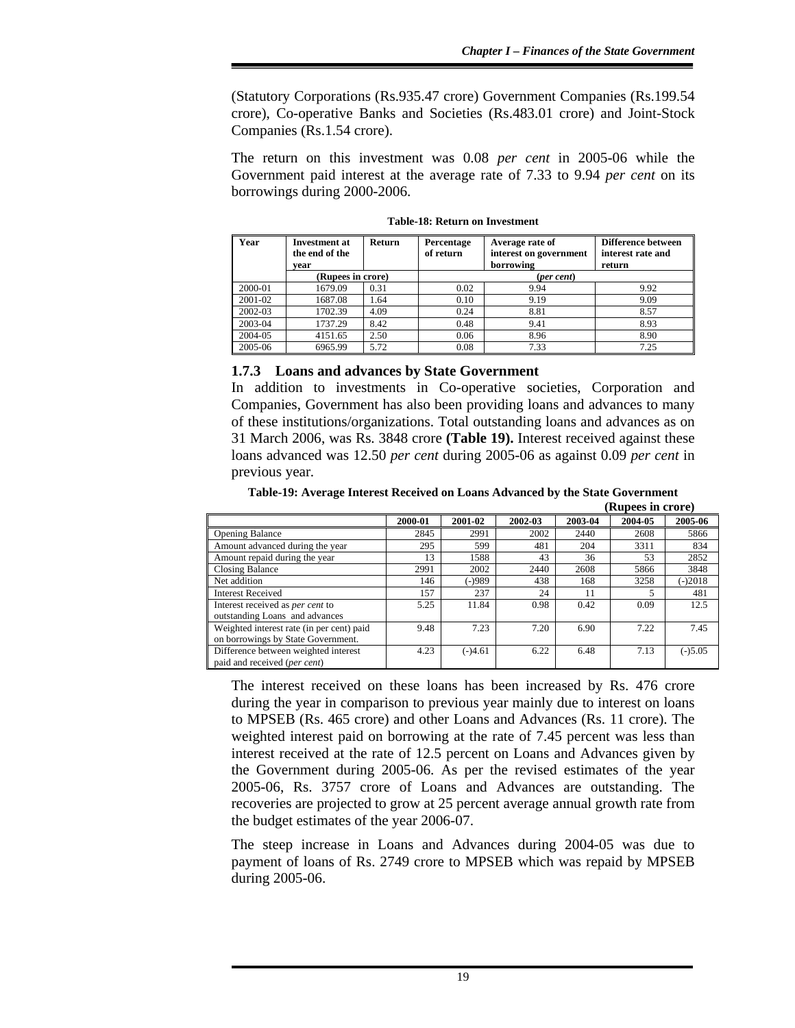(Statutory Corporations (Rs.935.47 crore) Government Companies (Rs.199.54 crore), Co-operative Banks and Societies (Rs.483.01 crore) and Joint-Stock Companies (Rs.1.54 crore).

The return on this investment was 0.08 *per cent* in 2005-06 while the Government paid interest at the average rate of 7.33 to 9.94 *per cent* on its borrowings during 2000-2006.

**Table-18: Return on Investment**

| Year | Investment at the end of the year | Return | Percentage of return | Average rate of interest on government borrowing | Difference between interest rate and return |
|---|---|---|---|---|---|
| | (Rupees in crore) | | (*per cent*) | | |
| 2000-01 | 1679.09 | 0.31 | 0.02 | 9.94 | 9.92 |
| 2001-02 | 1687.08 | 1.64 | 0.10 | 9.19 | 9.09 |
| 2002-03 | 1702.39 | 4.09 | 0.24 | 8.81 | 8.57 |
| 2003-04 | 1737.29 | 8.42 | 0.48 | 9.41 | 8.93 |
| 2004-05 | 4151.65 | 2.50 | 0.06 | 8.96 | 8.90 |
| 2005-06 | 6965.99 | 5.72 | 0.08 | 7.33 | 7.25 |

### 1.7.3 Loans and advances by State Government

In addition to investments in Co-operative societies, Corporation and Companies, Government has also been providing loans and advances to many of these institutions/organizations. Total outstanding loans and advances as on 31 March 2006, was Rs. 3848 crore **(Table 19).** Interest received against these loans advanced was 12.50 *per cent* during 2005-06 as against 0.09 *per cent* in previous year.

**Table-19: Average Interest Received on Loans Advanced by the State Government**

**(Rupees in crore)**

| | 2000-01 | 2001-02 | 2002-03 | 2003-04 | 2004-05 | 2005-06 |
|---|---|---|---|---|---|---|
| Opening Balance | 2845 | 2991 | 2002 | 2440 | 2608 | 5866 |
| Amount advanced during the year | 295 | 599 | 481 | 204 | 3311 | 834 |
| Amount repaid during the year | 13 | 1588 | 43 | 36 | 53 | 2852 |
| Closing Balance | 2991 | 2002 | 2440 | 2608 | 5866 | 3848 |
| Net addition | 146 | (-)989 | 438 | 168 | 3258 | (-)2018 |
| Interest Received | 157 | 237 | 24 | 11 | 5 | 481 |
| Interest received as *per cent* to outstanding Loans and advances | 5.25 | 11.84 | 0.98 | 0.42 | 0.09 | 12.5 |
| Weighted interest rate (in per cent) paid on borrowings by State Government. | 9.48 | 7.23 | 7.20 | 6.90 | 7.22 | 7.45 |
| Difference between weighted interest paid and received (*per cent*) | 4.23 | (-)4.61 | 6.22 | 6.48 | 7.13 | (-)5.05 |

The interest received on these loans has been increased by Rs. 476 crore during the year in comparison to previous year mainly due to interest on loans to MPSEB (Rs. 465 crore) and other Loans and Advances (Rs. 11 crore). The weighted interest paid on borrowing at the rate of 7.45 percent was less than interest received at the rate of 12.5 percent on Loans and Advances given by the Government during 2005-06. As per the revised estimates of the year 2005-06, Rs. 3757 crore of Loans and Advances are outstanding. The recoveries are projected to grow at 25 percent average annual growth rate from the budget estimates of the year 2006-07.

The steep increase in Loans and Advances during 2004-05 was due to payment of loans of Rs. 2749 crore to MPSEB which was repaid by MPSEB during 2005-06.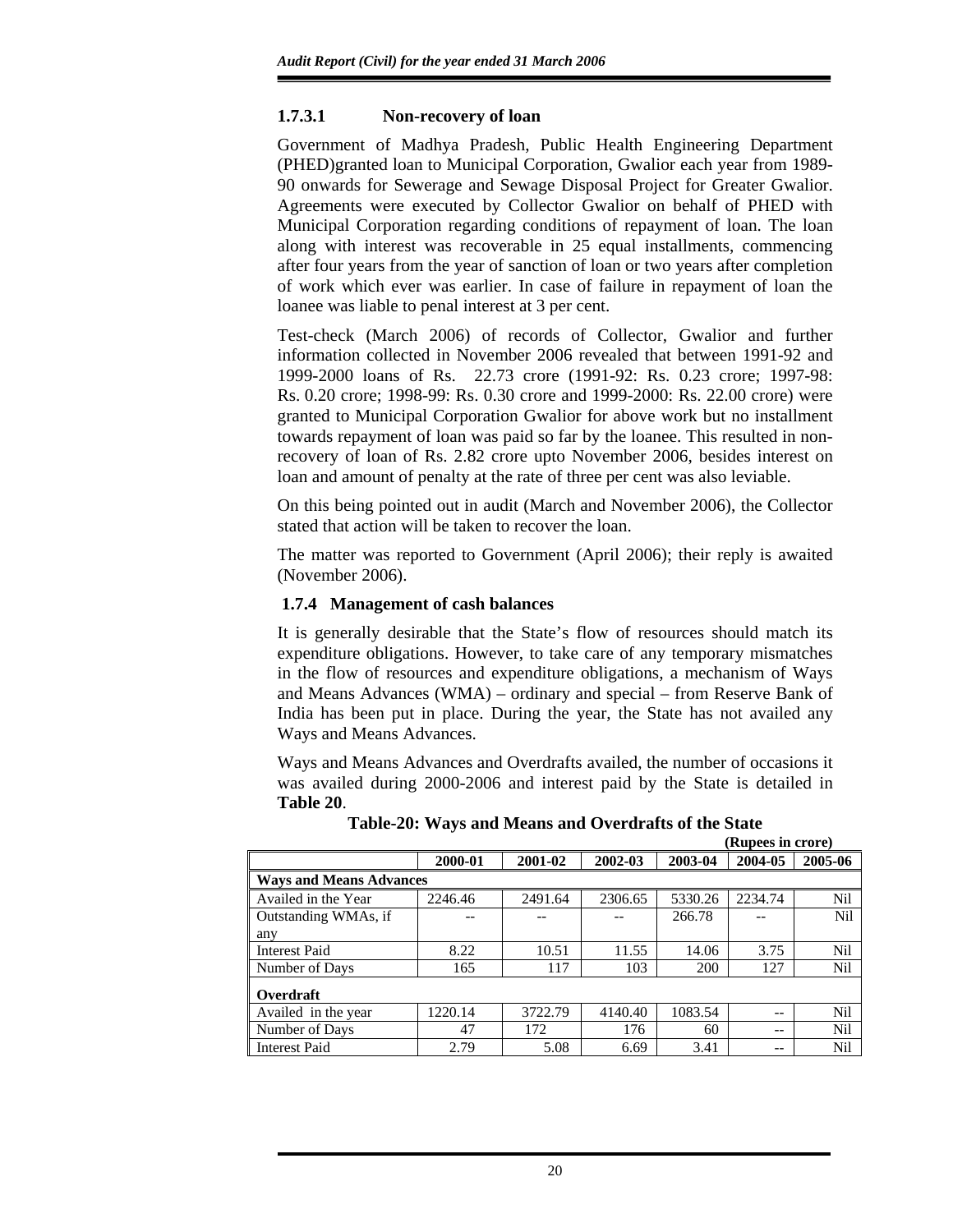#### 1.7.3.1 Non-recovery of loan

Government of Madhya Pradesh, Public Health Engineering Department (PHED)granted loan to Municipal Corporation, Gwalior each year from 1989-90 onwards for Sewerage and Sewage Disposal Project for Greater Gwalior. Agreements were executed by Collector Gwalior on behalf of PHED with Municipal Corporation regarding conditions of repayment of loan. The loan along with interest was recoverable in 25 equal installments, commencing after four years from the year of sanction of loan or two years after completion of work which ever was earlier. In case of failure in repayment of loan the loanee was liable to penal interest at 3 per cent.

Test-check (March 2006) of records of Collector, Gwalior and further information collected in November 2006 revealed that between 1991-92 and 1999-2000 loans of Rs. 22.73 crore (1991-92: Rs. 0.23 crore; 1997-98: Rs. 0.20 crore; 1998-99: Rs. 0.30 crore and 1999-2000: Rs. 22.00 crore) were granted to Municipal Corporation Gwalior for above work but no installment towards repayment of loan was paid so far by the loanee. This resulted in non-recovery of loan of Rs. 2.82 crore upto November 2006, besides interest on loan and amount of penalty at the rate of three per cent was also leviable.

On this being pointed out in audit (March and November 2006), the Collector stated that action will be taken to recover the loan.

The matter was reported to Government (April 2006); their reply is awaited (November 2006).

### 1.7.4 Management of cash balances

It is generally desirable that the State's flow of resources should match its expenditure obligations. However, to take care of any temporary mismatches in the flow of resources and expenditure obligations, a mechanism of Ways and Means Advances (WMA) – ordinary and special – from Reserve Bank of India has been put in place. During the year, the State has not availed any Ways and Means Advances.

Ways and Means Advances and Overdrafts availed, the number of occasions it was availed during 2000-2006 and interest paid by the State is detailed in **Table 20**.

**Table-20: Ways and Means and Overdrafts of the State**

(Rupees in crore)

| | 2000-01 | 2001-02 | 2002-03 | 2003-04 | 2004-05 | 2005-06 |
|---|---|---|---|---|---|---|
| **Ways and Means Advances** | | | | | | |
| Availed in the Year | 2246.46 | 2491.64 | 2306.65 | 5330.26 | 2234.74 | Nil |
| Outstanding WMAs, if any | -- | -- | -- | 266.78 | -- | Nil |
| Interest Paid | 8.22 | 10.51 | 11.55 | 14.06 | 3.75 | Nil |
| Number of Days | 165 | 117 | 103 | 200 | 127 | Nil |
| **Overdraft** | | | | | | |
| Availed in the year | 1220.14 | 3722.79 | 4140.40 | 1083.54 | -- | Nil |
| Number of Days | 47 | 172 | 176 | 60 | -- | Nil |
| Interest Paid | 2.79 | 5.08 | 6.69 | 3.41 | -- | Nil |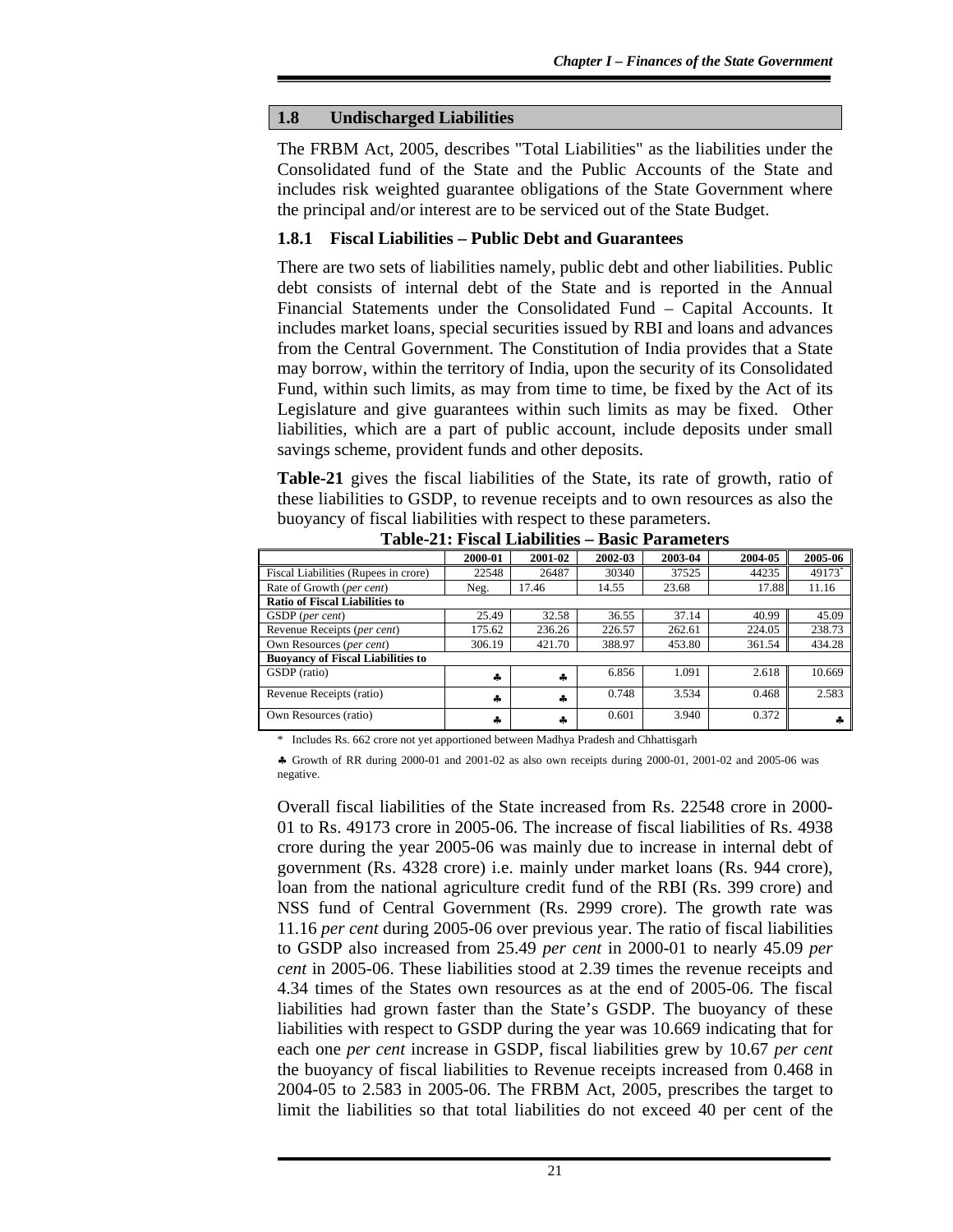## 1.8 Undischarged Liabilities

The FRBM Act, 2005, describes "Total Liabilities" as the liabilities under the Consolidated fund of the State and the Public Accounts of the State and includes risk weighted guarantee obligations of the State Government where the principal and/or interest are to be serviced out of the State Budget.

### 1.8.1 Fiscal Liabilities – Public Debt and Guarantees

There are two sets of liabilities namely, public debt and other liabilities. Public debt consists of internal debt of the State and is reported in the Annual Financial Statements under the Consolidated Fund – Capital Accounts. It includes market loans, special securities issued by RBI and loans and advances from the Central Government. The Constitution of India provides that a State may borrow, within the territory of India, upon the security of its Consolidated Fund, within such limits, as may from time to time, be fixed by the Act of its Legislature and give guarantees within such limits as may be fixed. Other liabilities, which are a part of public account, include deposits under small savings scheme, provident funds and other deposits.

**Table-21** gives the fiscal liabilities of the State, its rate of growth, ratio of these liabilities to GSDP, to revenue receipts and to own resources as also the buoyancy of fiscal liabilities with respect to these parameters.

**Table-21: Fiscal Liabilities – Basic Parameters**

| | 2000-01 | 2001-02 | 2002-03 | 2003-04 | 2004-05 | 2005-06 |
|---|---|---|---|---|---|---|
| Fiscal Liabilities (Rupees in crore) | 22548 | 26487 | 30340 | 37525 | 44235 | 49173* |
| Rate of Growth (*per cent*) | Neg. | 17.46 | 14.55 | 23.68 | 17.88 | 11.16 |
| **Ratio of Fiscal Liabilities to** | | | | | | |
| GSDP (*per cent*) | 25.49 | 32.58 | 36.55 | 37.14 | 40.99 | 45.09 |
| Revenue Receipts (*per cent*) | 175.62 | 236.26 | 226.57 | 262.61 | 224.05 | 238.73 |
| Own Resources (*per cent*) | 306.19 | 421.70 | 388.97 | 453.80 | 361.54 | 434.28 |
| **Buoyancy of Fiscal Liabilities to** | | | | | | |
| GSDP (ratio) | ♣ | ♣ | 6.856 | 1.091 | 2.618 | 10.669 |
| Revenue Receipts (ratio) | ♣ | ♣ | 0.748 | 3.534 | 0.468 | 2.583 |
| Own Resources (ratio) | ♣ | ♣ | 0.601 | 3.940 | 0.372 | ♣ |

\* Includes Rs. 662 crore not yet apportioned between Madhya Pradesh and Chhattisgarh

♣ Growth of RR during 2000-01 and 2001-02 as also own receipts during 2000-01, 2001-02 and 2005-06 was negative.

Overall fiscal liabilities of the State increased from Rs. 22548 crore in 2000-01 to Rs. 49173 crore in 2005-06. The increase of fiscal liabilities of Rs. 4938 crore during the year 2005-06 was mainly due to increase in internal debt of government (Rs. 4328 crore) i.e. mainly under market loans (Rs. 944 crore), loan from the national agriculture credit fund of the RBI (Rs. 399 crore) and NSS fund of Central Government (Rs. 2999 crore). The growth rate was 11.16 *per cent* during 2005-06 over previous year. The ratio of fiscal liabilities to GSDP also increased from 25.49 *per cent* in 2000-01 to nearly 45.09 *per cent* in 2005-06. These liabilities stood at 2.39 times the revenue receipts and 4.34 times of the States own resources as at the end of 2005-06. The fiscal liabilities had grown faster than the State's GSDP. The buoyancy of these liabilities with respect to GSDP during the year was 10.669 indicating that for each one *per cent* increase in GSDP, fiscal liabilities grew by 10.67 *per cent* the buoyancy of fiscal liabilities to Revenue receipts increased from 0.468 in 2004-05 to 2.583 in 2005-06. The FRBM Act, 2005, prescribes the target to limit the liabilities so that total liabilities do not exceed 40 per cent of the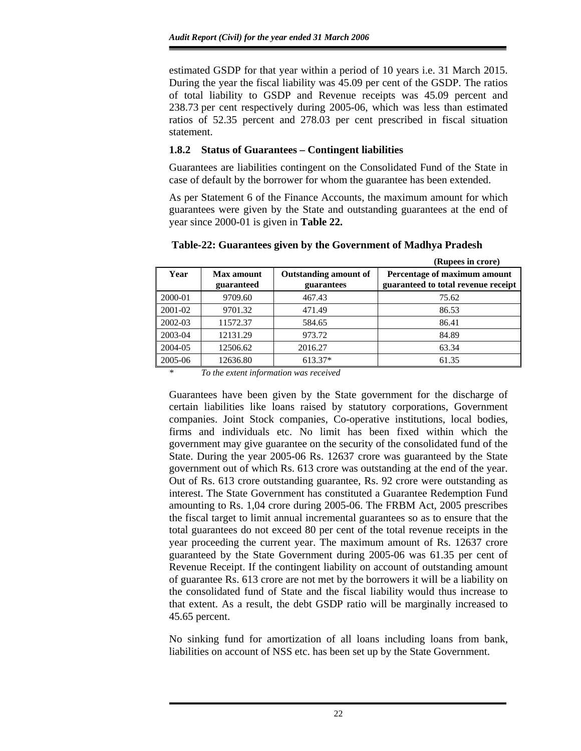estimated GSDP for that year within a period of 10 years i.e. 31 March 2015. During the year the fiscal liability was 45.09 per cent of the GSDP. The ratios of total liability to GSDP and Revenue receipts was 45.09 percent and 238.73 per cent respectively during 2005-06, which was less than estimated ratios of 52.35 percent and 278.03 per cent prescribed in fiscal situation statement.

### 1.8.2 Status of Guarantees – Contingent liabilities

Guarantees are liabilities contingent on the Consolidated Fund of the State in case of default by the borrower for whom the guarantee has been extended.

As per Statement 6 of the Finance Accounts, the maximum amount for which guarantees were given by the State and outstanding guarantees at the end of year since 2000-01 is given in **Table 22.**

**Table-22: Guarantees given by the Government of Madhya Pradesh**

**(Rupees in crore)**

| Year | Max amount guaranteed | Outstanding amount of guarantees | Percentage of maximum amount guaranteed to total revenue receipt |
|---|---|---|---|
| 2000-01 | 9709.60 | 467.43 | 75.62 |
| 2001-02 | 9701.32 | 471.49 | 86.53 |
| 2002-03 | 11572.37 | 584.65 | 86.41 |
| 2003-04 | 12131.29 | 973.72 | 84.89 |
| 2004-05 | 12506.62 | 2016.27 | 63.34 |
| 2005-06 | 12636.80 | 613.37* | 61.35 |

\* *To the extent information was received*

Guarantees have been given by the State government for the discharge of certain liabilities like loans raised by statutory corporations, Government companies. Joint Stock companies, Co-operative institutions, local bodies, firms and individuals etc. No limit has been fixed within which the government may give guarantee on the security of the consolidated fund of the State. During the year 2005-06 Rs. 12637 crore was guaranteed by the State government out of which Rs. 613 crore was outstanding at the end of the year. Out of Rs. 613 crore outstanding guarantee, Rs. 92 crore were outstanding as interest. The State Government has constituted a Guarantee Redemption Fund amounting to Rs. 1,04 crore during 2005-06. The FRBM Act, 2005 prescribes the fiscal target to limit annual incremental guarantees so as to ensure that the total guarantees do not exceed 80 per cent of the total revenue receipts in the year proceeding the current year. The maximum amount of Rs. 12637 crore guaranteed by the State Government during 2005-06 was 61.35 per cent of Revenue Receipt. If the contingent liability on account of outstanding amount of guarantee Rs. 613 crore are not met by the borrowers it will be a liability on the consolidated fund of State and the fiscal liability would thus increase to that extent. As a result, the debt GSDP ratio will be marginally increased to 45.65 percent.

No sinking fund for amortization of all loans including loans from bank, liabilities on account of NSS etc. has been set up by the State Government.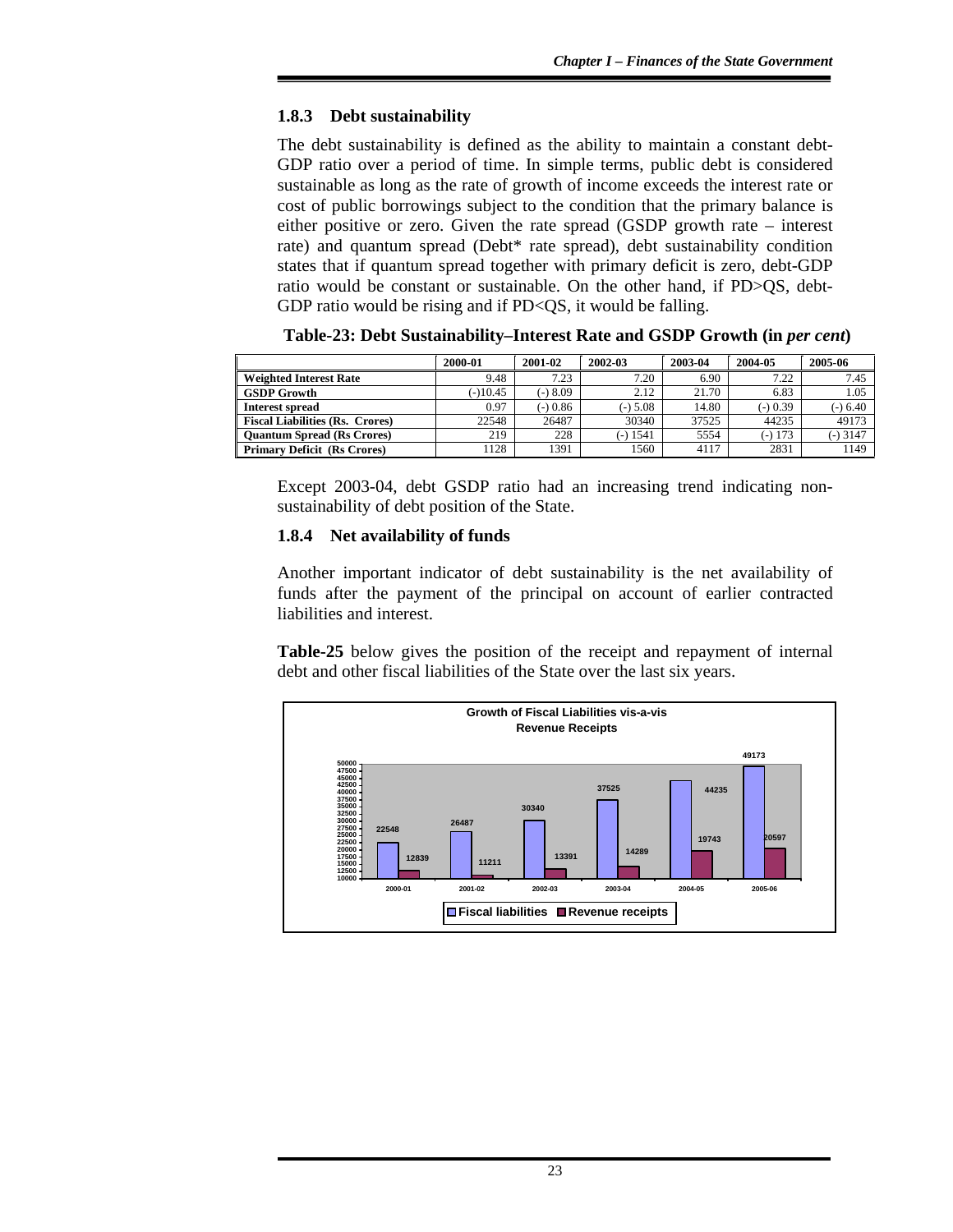### 1.8.3 Debt sustainability

The debt sustainability is defined as the ability to maintain a constant debt-GDP ratio over a period of time. In simple terms, public debt is considered sustainable as long as the rate of growth of income exceeds the interest rate or cost of public borrowings subject to the condition that the primary balance is either positive or zero. Given the rate spread (GSDP growth rate – interest rate) and quantum spread (Debt* rate spread), debt sustainability condition states that if quantum spread together with primary deficit is zero, debt-GDP ratio would be constant or sustainable. On the other hand, if PD>QS, debt-GDP ratio would be rising and if PD<QS, it would be falling.

**Table-23: Debt Sustainability–Interest Rate and GSDP Growth (in *per cent*)**

| | 2000-01 | 2001-02 | 2002-03 | 2003-04 | 2004-05 | 2005-06 |
|---|---|---|---|---|---|---|
| **Weighted Interest Rate** | 9.48 | 7.23 | 7.20 | 6.90 | 7.22 | 7.45 |
| **GSDP Growth** | (-)10.45 | (-) 8.09 | 2.12 | 21.70 | 6.83 | 1.05 |
| **Interest spread** | 0.97 | (-) 0.86 | (-) 5.08 | 14.80 | (-) 0.39 | (-) 6.40 |
| **Fiscal Liabilities (Rs. Crores)** | 22548 | 26487 | 30340 | 37525 | 44235 | 49173 |
| **Quantum Spread (Rs Crores)** | 219 | 228 | (-) 1541 | 5554 | (-) 173 | (-) 3147 |
| **Primary Deficit (Rs Crores)** | 1128 | 1391 | 1560 | 4117 | 2831 | 1149 |

Except 2003-04, debt GSDP ratio had an increasing trend indicating non-sustainability of debt position of the State.

### 1.8.4 Net availability of funds

Another important indicator of debt sustainability is the net availability of funds after the payment of the principal on account of earlier contracted liabilities and interest.

**Table-25** below gives the position of the receipt and repayment of internal debt and other fiscal liabilities of the State over the last six years.

**Growth of Fiscal Liabilities vis-a-vis Revenue Receipts**

| | 2000-01 | 2001-02 | 2002-03 | 2003-04 | 2004-05 | 2005-06 |
|---|---|---|---|---|---|---|
| Fiscal liabilities | 22548 | 26487 | 30340 | 37525 | 44235 | 49173 |
| Revenue receipts | 12839 | 11211 | 13391 | 14289 | 19743 | 20597 |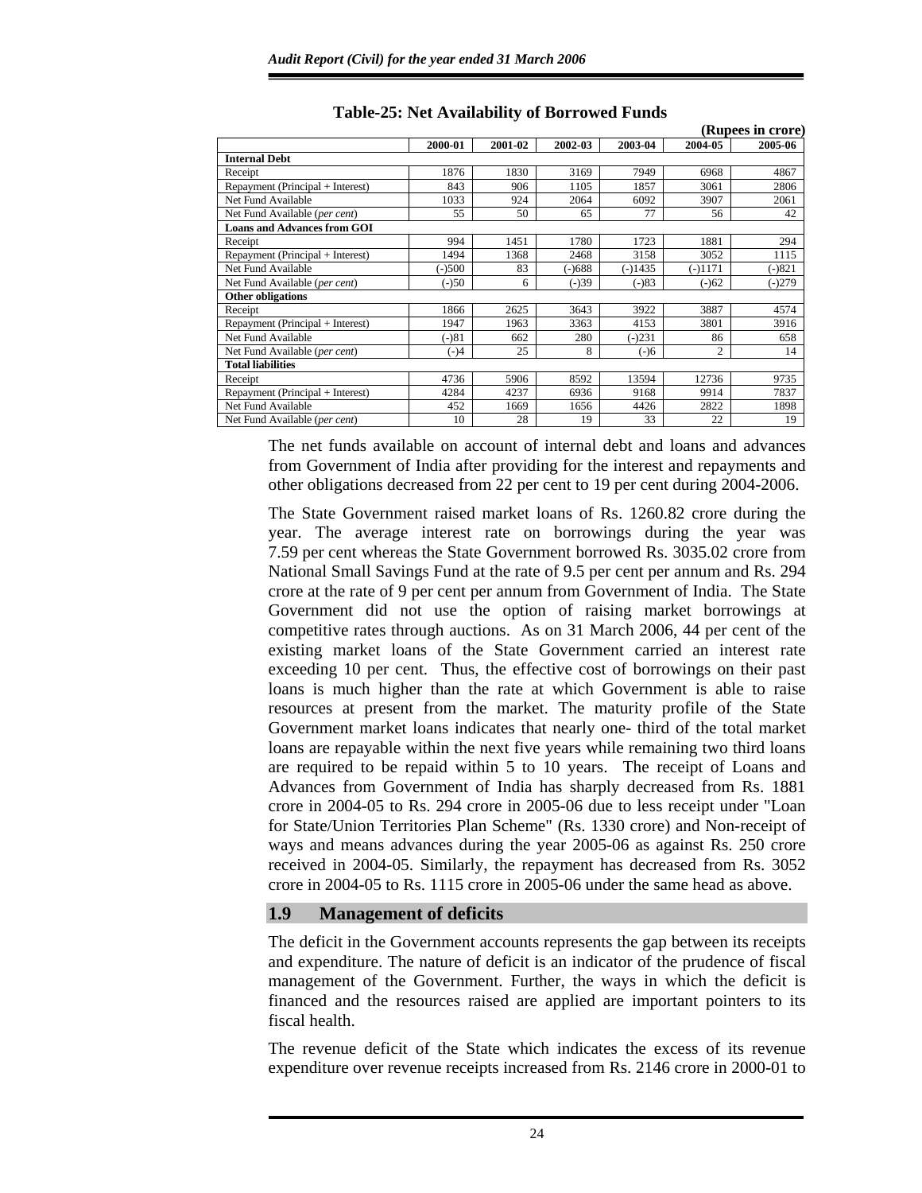**Table-25: Net Availability of Borrowed Funds**

**(Rupees in crore)**

| | 2000-01 | 2001-02 | 2002-03 | 2003-04 | 2004-05 | 2005-06 |
|---|---|---|---|---|---|---|
| **Internal Debt** | | | | | | |
| Receipt | 1876 | 1830 | 3169 | 7949 | 6968 | 4867 |
| Repayment (Principal + Interest) | 843 | 906 | 1105 | 1857 | 3061 | 2806 |
| Net Fund Available | 1033 | 924 | 2064 | 6092 | 3907 | 2061 |
| Net Fund Available (*per cent*) | 55 | 50 | 65 | 77 | 56 | 42 |
| **Loans and Advances from GOI** | | | | | | |
| Receipt | 994 | 1451 | 1780 | 1723 | 1881 | 294 |
| Repayment (Principal + Interest) | 1494 | 1368 | 2468 | 3158 | 3052 | 1115 |
| Net Fund Available | (-)500 | 83 | (-)688 | (-)1435 | (-)1171 | (-)821 |
| Net Fund Available (*per cent*) | (-)50 | 6 | (-)39 | (-)83 | (-)62 | (-)279 |
| **Other obligations** | | | | | | |
| Receipt | 1866 | 2625 | 3643 | 3922 | 3887 | 4574 |
| Repayment (Principal + Interest) | 1947 | 1963 | 3363 | 4153 | 3801 | 3916 |
| Net Fund Available | (-)81 | 662 | 280 | (-)231 | 86 | 658 |
| Net Fund Available (*per cent*) | (-)4 | 25 | 8 | (-)6 | 2 | 14 |
| **Total liabilities** | | | | | | |
| Receipt | 4736 | 5906 | 8592 | 13594 | 12736 | 9735 |
| Repayment (Principal + Interest) | 4284 | 4237 | 6936 | 9168 | 9914 | 7837 |
| Net Fund Available | 452 | 1669 | 1656 | 4426 | 2822 | 1898 |
| Net Fund Available (*per cent*) | 10 | 28 | 19 | 33 | 22 | 19 |

The net funds available on account of internal debt and loans and advances from Government of India after providing for the interest and repayments and other obligations decreased from 22 per cent to 19 per cent during 2004-2006.

The State Government raised market loans of Rs. 1260.82 crore during the year. The average interest rate on borrowings during the year was 7.59 per cent whereas the State Government borrowed Rs. 3035.02 crore from National Small Savings Fund at the rate of 9.5 per cent per annum and Rs. 294 crore at the rate of 9 per cent per annum from Government of India. The State Government did not use the option of raising market borrowings at competitive rates through auctions. As on 31 March 2006, 44 per cent of the existing market loans of the State Government carried an interest rate exceeding 10 per cent. Thus, the effective cost of borrowings on their past loans is much higher than the rate at which Government is able to raise resources at present from the market. The maturity profile of the State Government market loans indicates that nearly one- third of the total market loans are repayable within the next five years while remaining two third loans are required to be repaid within 5 to 10 years. The receipt of Loans and Advances from Government of India has sharply decreased from Rs. 1881 crore in 2004-05 to Rs. 294 crore in 2005-06 due to less receipt under "Loan for State/Union Territories Plan Scheme" (Rs. 1330 crore) and Non-receipt of ways and means advances during the year 2005-06 as against Rs. 250 crore received in 2004-05. Similarly, the repayment has decreased from Rs. 3052 crore in 2004-05 to Rs. 1115 crore in 2005-06 under the same head as above.

## 1.9 Management of deficits

The deficit in the Government accounts represents the gap between its receipts and expenditure. The nature of deficit is an indicator of the prudence of fiscal management of the Government. Further, the ways in which the deficit is financed and the resources raised are applied are important pointers to its fiscal health.

The revenue deficit of the State which indicates the excess of its revenue expenditure over revenue receipts increased from Rs. 2146 crore in 2000-01 to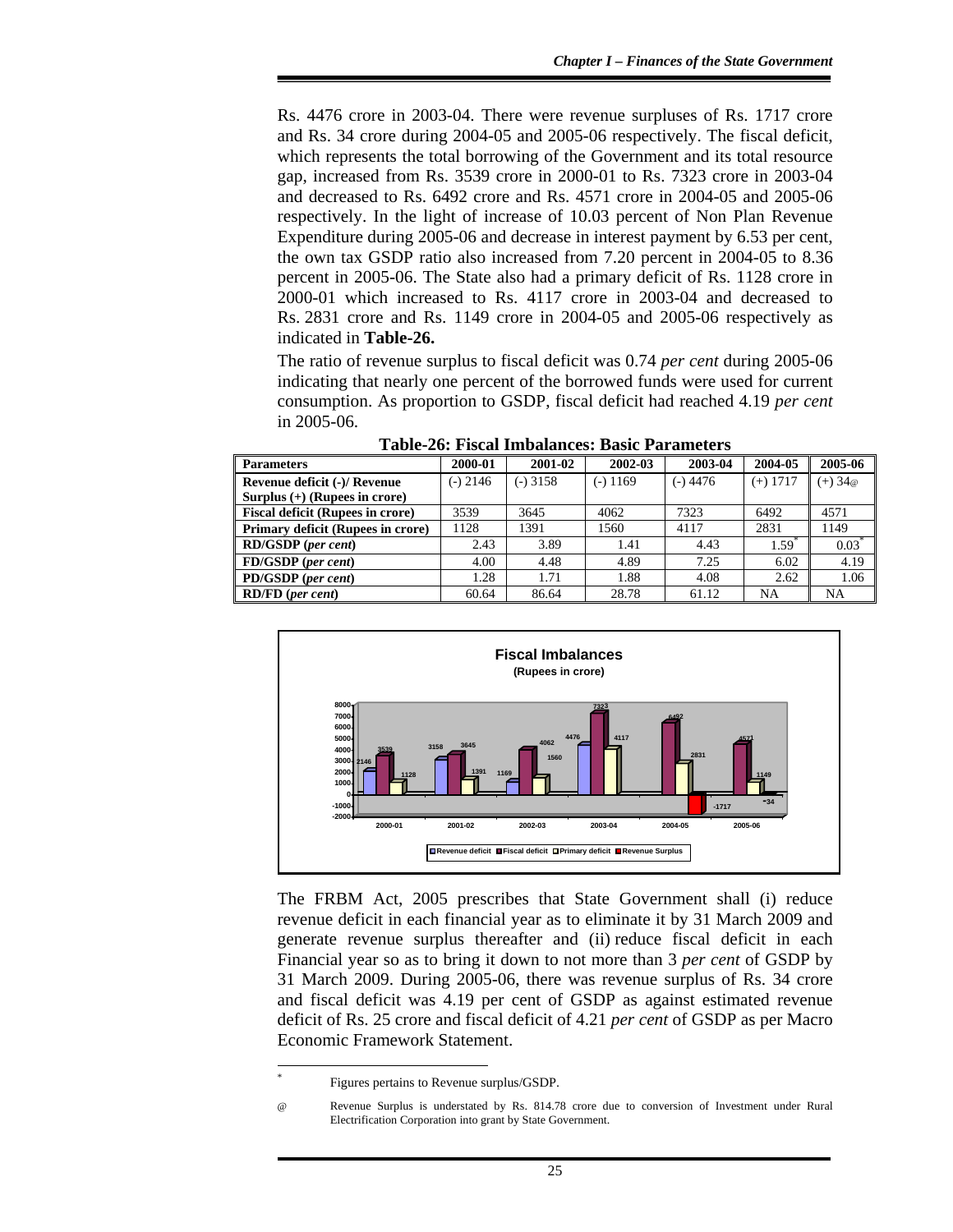Rs. 4476 crore in 2003-04. There were revenue surpluses of Rs. 1717 crore and Rs. 34 crore during 2004-05 and 2005-06 respectively. The fiscal deficit, which represents the total borrowing of the Government and its total resource gap, increased from Rs. 3539 crore in 2000-01 to Rs. 7323 crore in 2003-04 and decreased to Rs. 6492 crore and Rs. 4571 crore in 2004-05 and 2005-06 respectively. In the light of increase of 10.03 percent of Non Plan Revenue Expenditure during 2005-06 and decrease in interest payment by 6.53 per cent, the own tax GSDP ratio also increased from 7.20 percent in 2004-05 to 8.36 percent in 2005-06. The State also had a primary deficit of Rs. 1128 crore in 2000-01 which increased to Rs. 4117 crore in 2003-04 and decreased to Rs. 2831 crore and Rs. 1149 crore in 2004-05 and 2005-06 respectively as indicated in **Table-26.**

The ratio of revenue surplus to fiscal deficit was 0.74 *per cent* during 2005-06 indicating that nearly one percent of the borrowed funds were used for current consumption. As proportion to GSDP, fiscal deficit had reached 4.19 *per cent* in 2005-06.

**Table-26: Fiscal Imbalances: Basic Parameters**

| Parameters | 2000-01 | 2001-02 | 2002-03 | 2003-04 | 2004-05 | 2005-06 |
|---|---|---|---|---|---|---|
| **Revenue deficit (-)/ Revenue Surplus (+) (Rupees in crore)** | (-) 2146 | (-) 3158 | (-) 1169 | (-) 4476 | (+) 1717 | (+) 34@ |
| **Fiscal deficit (Rupees in crore)** | 3539 | 3645 | 4062 | 7323 | 6492 | 4571 |
| **Primary deficit (Rupees in crore)** | 1128 | 1391 | 1560 | 4117 | 2831 | 1149 |
| **RD/GSDP (*per cent*)** | 2.43 | 3.89 | 1.41 | 4.43 | 1.59* | 0.03* |
| **FD/GSDP (*per cent*)** | 4.00 | 4.48 | 4.89 | 7.25 | 6.02 | 4.19 |
| **PD/GSDP (*per cent*)** | 1.28 | 1.71 | 1.88 | 4.08 | 2.62 | 1.06 |
| **RD/FD (*per cent*)** | 60.64 | 86.64 | 28.78 | 61.12 | NA | NA |

The FRBM Act, 2005 prescribes that State Government shall (i) reduce revenue deficit in each financial year as to eliminate it by 31 March 2009 and generate revenue surplus thereafter and (ii) reduce fiscal deficit in each Financial year so as to bring it down to not more than 3 *per cent* of GSDP by 31 March 2009. During 2005-06, there was revenue surplus of Rs. 34 crore and fiscal deficit was 4.19 per cent of GSDP as against estimated revenue deficit of Rs. 25 crore and fiscal deficit of 4.21 *per cent* of GSDP as per Macro Economic Framework Statement.

---

\* Figures pertains to Revenue surplus/GSDP.

@ Revenue Surplus is understated by Rs. 814.78 crore due to conversion of Investment under Rural Electrification Corporation into grant by State Government.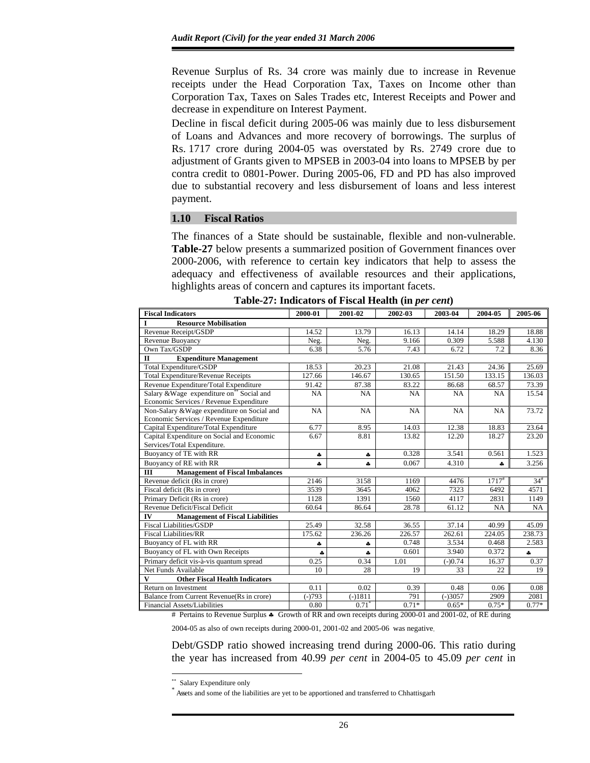Revenue Surplus of Rs. 34 crore was mainly due to increase in Revenue receipts under the Head Corporation Tax, Taxes on Income other than Corporation Tax, Taxes on Sales Trades etc, Interest Receipts and Power and decrease in expenditure on Interest Payment.

Decline in fiscal deficit during 2005-06 was mainly due to less disbursement of Loans and Advances and more recovery of borrowings. The surplus of Rs. 1717 crore during 2004-05 was overstated by Rs. 2749 crore due to adjustment of Grants given to MPSEB in 2003-04 into loans to MPSEB by per contra credit to 0801-Power. During 2005-06, FD and PD has also improved due to substantial recovery and less disbursement of loans and less interest payment.

## 1.10 Fiscal Ratios

The finances of a State should be sustainable, flexible and non-vulnerable. **Table-27** below presents a summarized position of Government finances over 2000-2006, with reference to certain key indicators that help to assess the adequacy and effectiveness of available resources and their applications, highlights areas of concern and captures its important facets.

**Table-27: Indicators of Fiscal Health (in *per cent*)**

| Fiscal Indicators | 2000-01 | 2001-02 | 2002-03 | 2003-04 | 2004-05 | 2005-06 |
|---|---|---|---|---|---|---|
| **I Resource Mobilisation** | | | | | | |
| Revenue Receipt/GSDP | 14.52 | 13.79 | 16.13 | 14.14 | 18.29 | 18.88 |
| Revenue Buoyancy | Neg. | Neg. | 9.166 | 0.309 | 5.588 | 4.130 |
| Own Tax/GSDP | 6.38 | 5.76 | 7.43 | 6.72 | 7.2 | 8.36 |
| **II Expenditure Management** | | | | | | |
| Total Expenditure/GSDP | 18.53 | 20.23 | 21.08 | 21.43 | 24.36 | 25.69 |
| Total Expenditure/Revenue Receipts | 127.66 | 146.67 | 130.65 | 151.50 | 133.15 | 136.03 |
| Revenue Expenditure/Total Expenditure | 91.42 | 87.38 | 83.22 | 86.68 | 68.57 | 73.39 |
| Salary &Wage expenditure on** Social and Economic Services / Revenue Expenditure | NA | NA | NA | NA | NA | 15.54 |
| Non-Salary &Wage expenditure on Social and Economic Services / Revenue Expenditure | NA | NA | NA | NA | NA | 73.72 |
| Capital Expenditure/Total Expenditure | 6.77 | 8.95 | 14.03 | 12.38 | 18.83 | 23.64 |
| Capital Expenditure on Social and Economic Services/Total Expenditure. | 6.67 | 8.81 | 13.82 | 12.20 | 18.27 | 23.20 |
| Buoyancy of TE with RR | ♣ | ♣ | 0.328 | 3.541 | 0.561 | 1.523 |
| Buoyancy of RE with RR | ♣ | ♣ | 0.067 | 4.310 | ♣ | 3.256 |
| **III Management of Fiscal Imbalances** | | | | | | |
| Revenue deficit (Rs in crore) | 2146 | 3158 | 1169 | 4476 | 1717# | 34# |
| Fiscal deficit (Rs in crore) | 3539 | 3645 | 4062 | 7323 | 6492 | 4571 |
| Primary Deficit (Rs in crore) | 1128 | 1391 | 1560 | 4117 | 2831 | 1149 |
| Revenue Deficit/Fiscal Deficit | 60.64 | 86.64 | 28.78 | 61.12 | NA | NA |
| **IV Management of Fiscal Liabilities** | | | | | | |
| Fiscal Liabilities/GSDP | 25.49 | 32.58 | 36.55 | 37.14 | 40.99 | 45.09 |
| Fiscal Liabilities/RR | 175.62 | 236.26 | 226.57 | 262.61 | 224.05 | 238.73 |
| Buoyancy of FL with RR | ♣ | ♣ | 0.748 | 3.534 | 0.468 | 2.583 |
| Buoyancy of FL with Own Receipts | ♣ | ♣ | 0.601 | 3.940 | 0.372 | ♣ |
| Primary deficit vis-à-vis quantum spread | 0.25 | 0.34 | 1.01 | (-)0.74 | 16.37 | 0.37 |
| Net Funds Available | 10 | 28 | 19 | 33 | 22 | 19 |
| **V Other Fiscal Health Indicators** | | | | | | |
| Return on Investment | 0.11 | 0.02 | 0.39 | 0.48 | 0.06 | 0.08 |
| Balance from Current Revenue(Rs in crore) | (-)793 | (-)1811 | 791 | (-)3057 | 2909 | 2081 |
| Financial Assets/Liabilities | 0.80 | 0.71* | 0.71* | 0.65* | 0.75* | 0.77* |

# Pertains to Revenue Surplus ♣ Growth of RR and own receipts during 2000-01 and 2001-02, of RE during 2004-05 as also of own receipts during 2000-01, 2001-02 and 2005-06 was negative.

Debt/GSDP ratio showed increasing trend during 2000-06. This ratio during the year has increased from 40.99 *per cent* in 2004-05 to 45.09 *per cent* in

** Salary Expenditure only

* Assets and some of the liabilities are yet to be apportioned and transferred to Chhattisgarh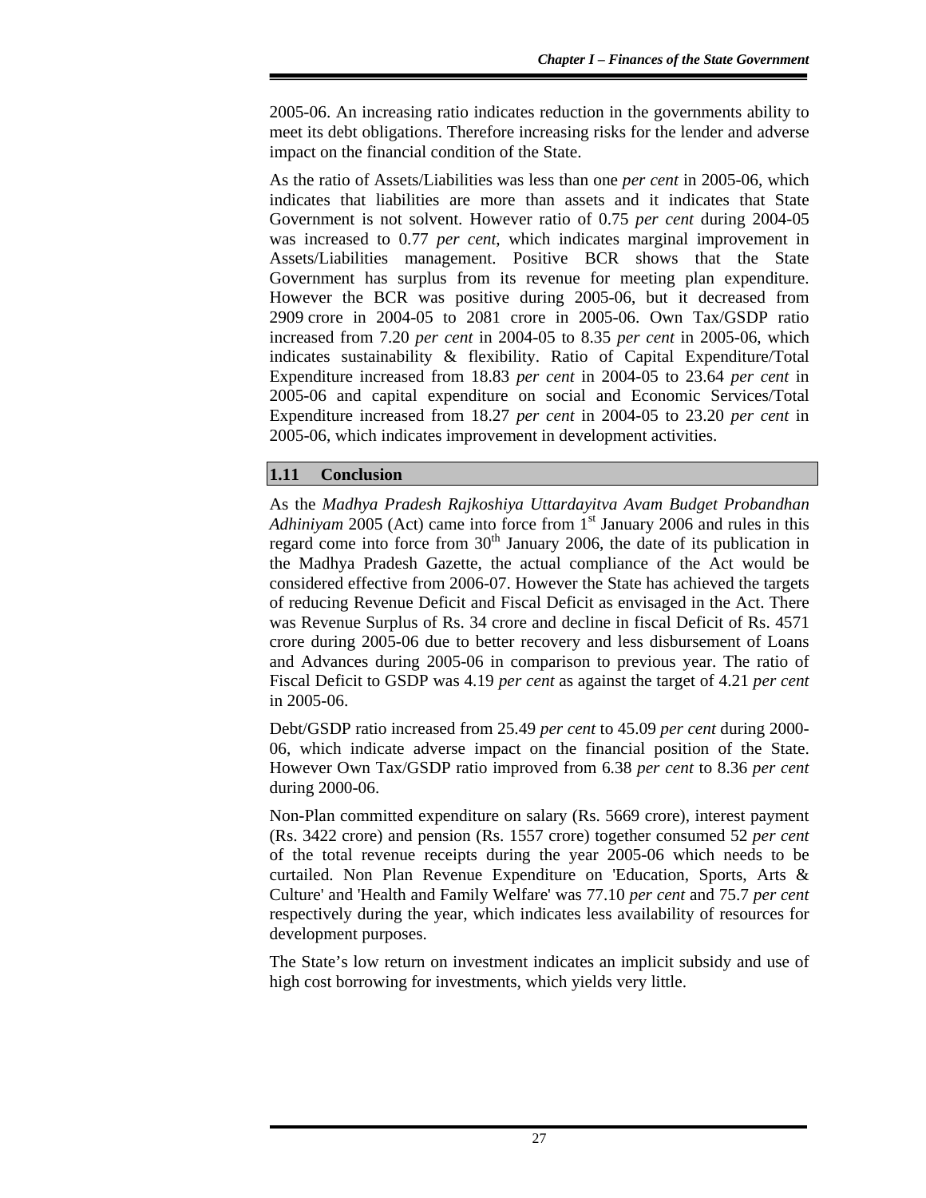2005-06. An increasing ratio indicates reduction in the governments ability to meet its debt obligations. Therefore increasing risks for the lender and adverse impact on the financial condition of the State.

As the ratio of Assets/Liabilities was less than one *per cent* in 2005-06, which indicates that liabilities are more than assets and it indicates that State Government is not solvent. However ratio of 0.75 *per cent* during 2004-05 was increased to 0.77 *per cent*, which indicates marginal improvement in Assets/Liabilities management. Positive BCR shows that the State Government has surplus from its revenue for meeting plan expenditure. However the BCR was positive during 2005-06, but it decreased from 2909 crore in 2004-05 to 2081 crore in 2005-06. Own Tax/GSDP ratio increased from 7.20 *per cent* in 2004-05 to 8.35 *per cent* in 2005-06, which indicates sustainability & flexibility. Ratio of Capital Expenditure/Total Expenditure increased from 18.83 *per cent* in 2004-05 to 23.64 *per cent* in 2005-06 and capital expenditure on social and Economic Services/Total Expenditure increased from 18.27 *per cent* in 2004-05 to 23.20 *per cent* in 2005-06, which indicates improvement in development activities.

## 1.11 Conclusion

As the *Madhya Pradesh Rajkoshiya Uttardayitva Avam Budget Probandhan Adhiniyam* 2005 (Act) came into force from 1st January 2006 and rules in this regard come into force from 30th January 2006, the date of its publication in the Madhya Pradesh Gazette, the actual compliance of the Act would be considered effective from 2006-07. However the State has achieved the targets of reducing Revenue Deficit and Fiscal Deficit as envisaged in the Act. There was Revenue Surplus of Rs. 34 crore and decline in fiscal Deficit of Rs. 4571 crore during 2005-06 due to better recovery and less disbursement of Loans and Advances during 2005-06 in comparison to previous year. The ratio of Fiscal Deficit to GSDP was 4.19 *per cent* as against the target of 4.21 *per cent* in 2005-06.

Debt/GSDP ratio increased from 25.49 *per cent* to 45.09 *per cent* during 2000-06, which indicate adverse impact on the financial position of the State. However Own Tax/GSDP ratio improved from 6.38 *per cent* to 8.36 *per cent* during 2000-06.

Non-Plan committed expenditure on salary (Rs. 5669 crore), interest payment (Rs. 3422 crore) and pension (Rs. 1557 crore) together consumed 52 *per cent* of the total revenue receipts during the year 2005-06 which needs to be curtailed. Non Plan Revenue Expenditure on 'Education, Sports, Arts & Culture' and 'Health and Family Welfare' was 77.10 *per cent* and 75.7 *per cent* respectively during the year, which indicates less availability of resources for development purposes.

The State's low return on investment indicates an implicit subsidy and use of high cost borrowing for investments, which yields very little.